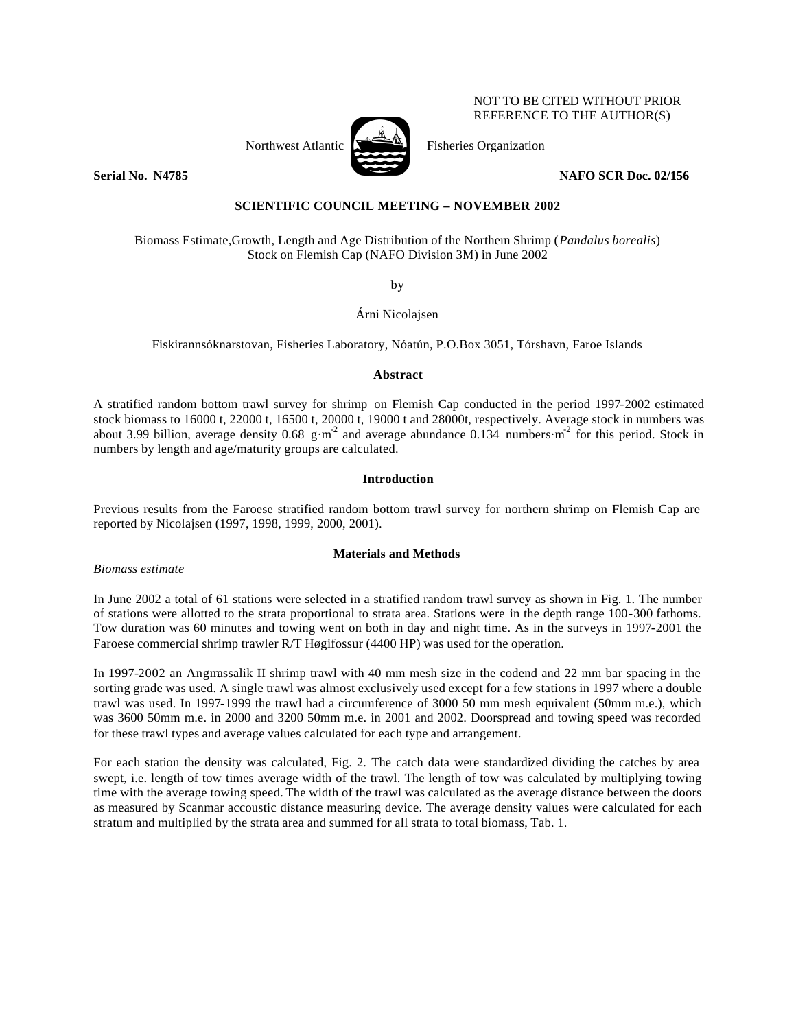NOT TO BE CITED WITHOUT PRIOR REFERENCE TO THE AUTHOR(S)

Northwest Atlantic Fisheries Organization

**Serial No. N4785** **NAFO SCR Doc. 02/156**

**SCIENTIFIC COUNCIL MEETING – NOVEMBER 2002**

# Biomass Estimate,Growth, Length and Age Distribution of the Northem Shrimp (*Pandalus borealis*) Stock on Flemish Cap (NAFO Division 3M) in June 2002

by

Árni Nicolajsen

Fiskirannsóknarstovan, Fisheries Laboratory, Nóatún, P.O.Box 3051, Tórshavn, Faroe Islands

## Abstract

A stratified random bottom trawl survey for shrimp on Flemish Cap conducted in the period 1997-2002 estimated stock biomass to 16000 t, 22000 t, 16500 t, 20000 t, 19000 t and 28000t, respectively. Average stock in numbers was about 3.99 billion, average density 0.68 $g \cdot m^{-2}$ and average abundance 0.134 $numbers \cdot m^{-2}$ for this period. Stock in numbers by length and age/maturity groups are calculated.

## Introduction

Previous results from the Faroese stratified random bottom trawl survey for northern shrimp on Flemish Cap are reported by Nicolajsen (1997, 1998, 1999, 2000, 2001).

## Materials and Methods

*Biomass estimate*

In June 2002 a total of 61 stations were selected in a stratified random trawl survey as shown in Fig. 1. The number of stations were allotted to the strata proportional to strata area. Stations were in the depth range 100-300 fathoms. Tow duration was 60 minutes and towing went on both in day and night time. As in the surveys in 1997-2001 the Faroese commercial shrimp trawler R/T Høgifossur (4400 HP) was used for the operation.

In 1997-2002 an Angmassalik II shrimp trawl with 40 mm mesh size in the codend and 22 mm bar spacing in the sorting grade was used. A single trawl was almost exclusively used except for a few stations in 1997 where a double trawl was used. In 1997-1999 the trawl had a circumference of 3000 50 mm mesh equivalent (50mm m.e.), which was 3600 50mm m.e. in 2000 and 3200 50mm m.e. in 2001 and 2002. Doorspread and towing speed was recorded for these trawl types and average values calculated for each type and arrangement.

For each station the density was calculated, Fig. 2. The catch data were standardized dividing the catches by area swept, i.e. length of tow times average width of the trawl. The length of tow was calculated by multiplying towing time with the average towing speed. The width of the trawl was calculated as the average distance between the doors as measured by Scanmar accoustic distance measuring device. The average density values were calculated for each stratum and multiplied by the strata area and summed for all strata to total biomass, Tab. 1.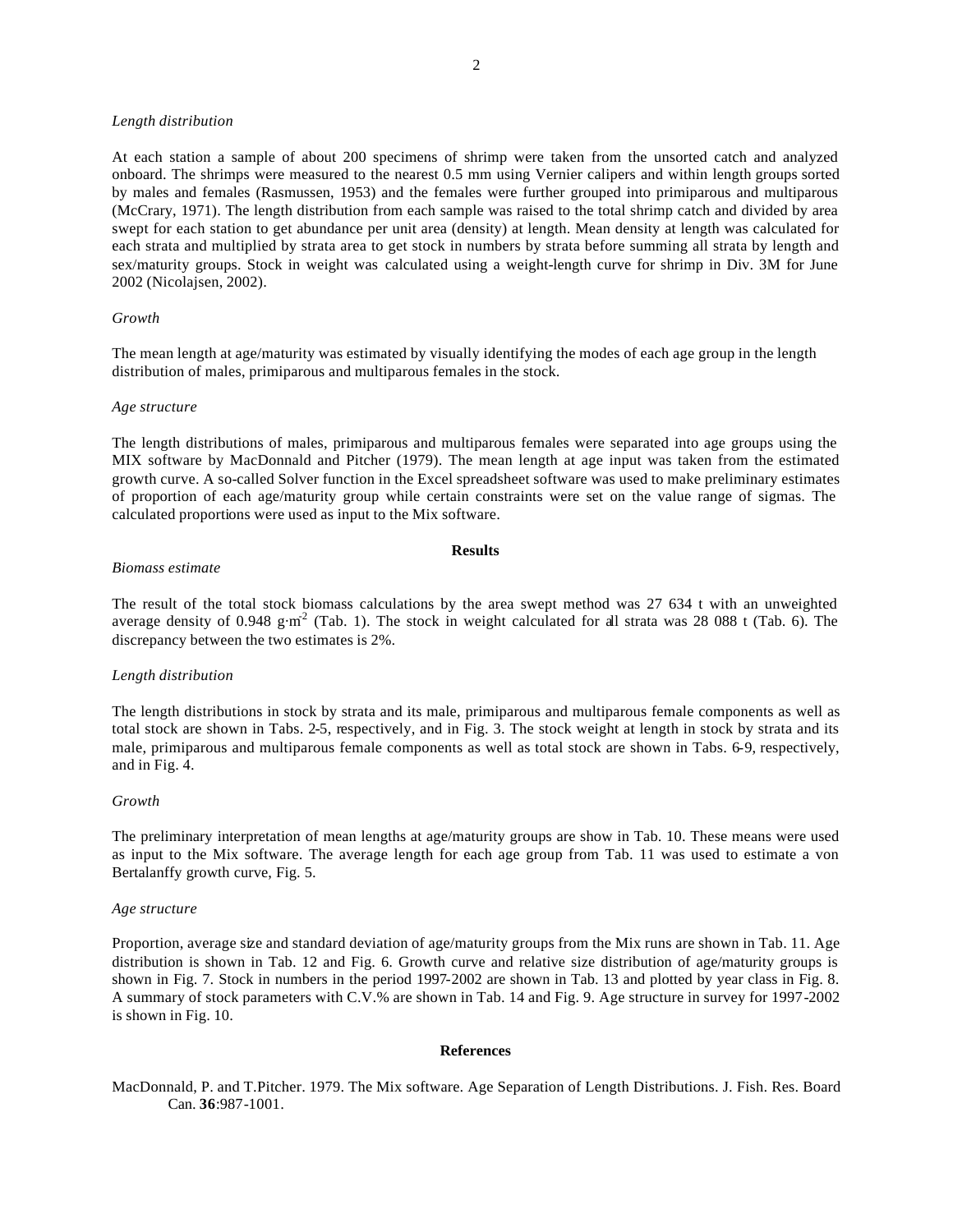*Length distribution*

At each station a sample of about 200 specimens of shrimp were taken from the unsorted catch and analyzed onboard. The shrimps were measured to the nearest 0.5 mm using Vernier calipers and within length groups sorted by males and females (Rasmussen, 1953) and the females were further grouped into primiparous and multiparous (McCrary, 1971). The length distribution from each sample was raised to the total shrimp catch and divided by area swept for each station to get abundance per unit area (density) at length. Mean density at length was calculated for each strata and multiplied by strata area to get stock in numbers by strata before summing all strata by length and sex/maturity groups. Stock in weight was calculated using a weight-length curve for shrimp in Div. 3M for June 2002 (Nicolajsen, 2002).

*Growth*

The mean length at age/maturity was estimated by visually identifying the modes of each age group in the length distribution of males, primiparous and multiparous females in the stock.

*Age structure*

The length distributions of males, primiparous and multiparous females were separated into age groups using the MIX software by MacDonnald and Pitcher (1979). The mean length at age input was taken from the estimated growth curve. A so-called Solver function in the Excel spreadsheet software was used to make preliminary estimates of proportion of each age/maturity group while certain constraints were set on the value range of sigmas. The calculated proportions were used as input to the Mix software.

**Results**

*Biomass estimate*

The result of the total stock biomass calculations by the area swept method was 27 634 t with an unweighted average density of 0.948 $g{\cdot}m^{-2}$ (Tab. 1). The stock in weight calculated for all strata was 28 088 t (Tab. 6). The discrepancy between the two estimates is 2%.

*Length distribution*

The length distributions in stock by strata and its male, primiparous and multiparous female components as well as total stock are shown in Tabs. 2-5, respectively, and in Fig. 3. The stock weight at length in stock by strata and its male, primiparous and multiparous female components as well as total stock are shown in Tabs. 6-9, respectively, and in Fig. 4.

*Growth*

The preliminary interpretation of mean lengths at age/maturity groups are show in Tab. 10. These means were used as input to the Mix software. The average length for each age group from Tab. 11 was used to estimate a von Bertalanffy growth curve, Fig. 5.

*Age structure*

Proportion, average size and standard deviation of age/maturity groups from the Mix runs are shown in Tab. 11. Age distribution is shown in Tab. 12 and Fig. 6. Growth curve and relative size distribution of age/maturity groups is shown in Fig. 7. Stock in numbers in the period 1997-2002 are shown in Tab. 13 and plotted by year class in Fig. 8. A summary of stock parameters with C.V.% are shown in Tab. 14 and Fig. 9. Age structure in survey for 1997-2002 is shown in Fig. 10.

**References**

MacDonnald, P. and T.Pitcher. 1979. The Mix software. Age Separation of Length Distributions. J. Fish. Res. Board Can. **36**:987-1001.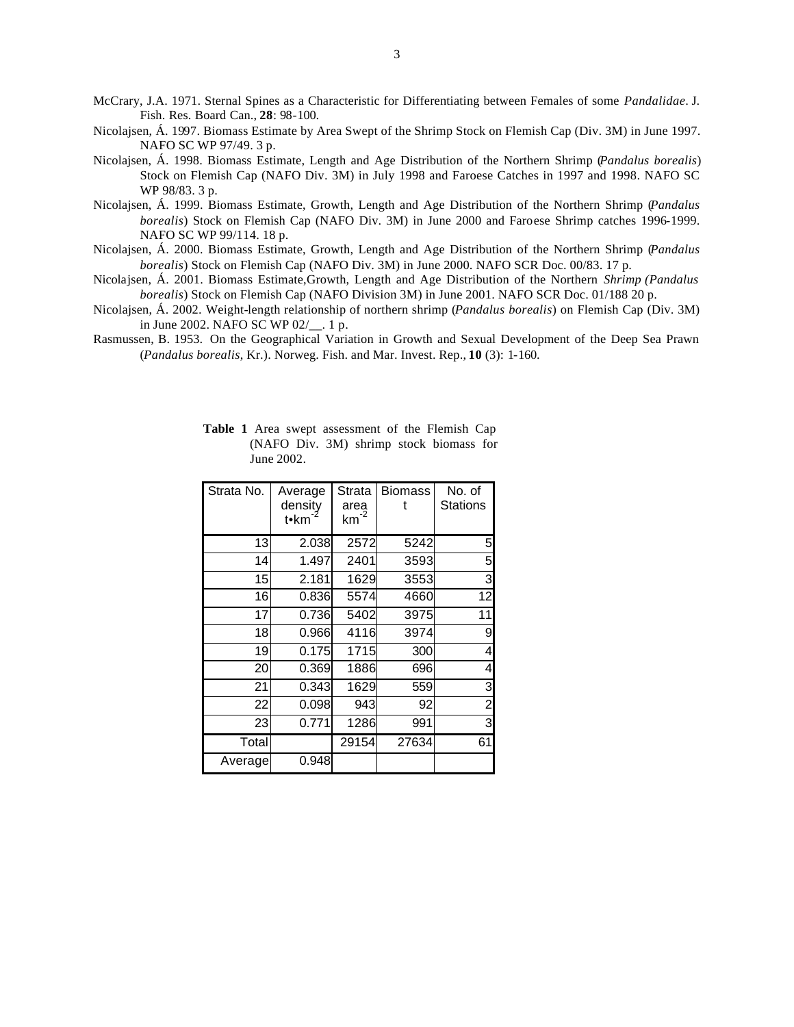McCrary, J.A. 1971. Sternal Spines as a Characteristic for Differentiating between Females of some *Pandalidae*. J. Fish. Res. Board Can., **28**: 98-100.

Nicolajsen, Á. 1997. Biomass Estimate by Area Swept of the Shrimp Stock on Flemish Cap (Div. 3M) in June 1997. NAFO SC WP 97/49. 3 p.

Nicolajsen, Á. 1998. Biomass Estimate, Length and Age Distribution of the Northern Shrimp (*Pandalus borealis*) Stock on Flemish Cap (NAFO Div. 3M) in July 1998 and Faroese Catches in 1997 and 1998. NAFO SC WP 98/83. 3 p.

Nicolajsen, Á. 1999. Biomass Estimate, Growth, Length and Age Distribution of the Northern Shrimp (*Pandalus borealis*) Stock on Flemish Cap (NAFO Div. 3M) in June 2000 and Faroese Shrimp catches 1996-1999. NAFO SC WP 99/114. 18 p.

Nicolajsen, Á. 2000. Biomass Estimate, Growth, Length and Age Distribution of the Northern Shrimp (*Pandalus borealis*) Stock on Flemish Cap (NAFO Div. 3M) in June 2000. NAFO SCR Doc. 00/83. 17 p.

Nicolajsen, Á. 2001. Biomass Estimate,Growth, Length and Age Distribution of the Northern *Shrimp (Pandalus borealis*) Stock on Flemish Cap (NAFO Division 3M) in June 2001. NAFO SCR Doc. 01/188 20 p.

Nicolajsen, Á. 2002. Weight-length relationship of northern shrimp (*Pandalus borealis*) on Flemish Cap (Div. 3M) in June 2002. NAFO SC WP 02/__. 1 p.

Rasmussen, B. 1953. On the Geographical Variation in Growth and Sexual Development of the Deep Sea Prawn (*Pandalus borealis*, Kr.). Norweg. Fish. and Mar. Invest. Rep., **10** (3): 1-160.

**Table 1** Area swept assessment of the Flemish Cap (NAFO Div. 3M) shrimp stock biomass for June 2002.

| Strata No. | Average density t•km$^{-2}$ | Strata area km$^{-2}$ | Biomass t | No. of Stations |
|---|---|---|---|---|
| 13 | 2.038 | 2572 | 5242 | 5 |
| 14 | 1.497 | 2401 | 3593 | 5 |
| 15 | 2.181 | 1629 | 3553 | 3 |
| 16 | 0.836 | 5574 | 4660 | 12 |
| 17 | 0.736 | 5402 | 3975 | 11 |
| 18 | 0.966 | 4116 | 3974 | 9 |
| 19 | 0.175 | 1715 | 300 | 4 |
| 20 | 0.369 | 1886 | 696 | 4 |
| 21 | 0.343 | 1629 | 559 | 3 |
| 22 | 0.098 | 943 | 92 | 2 |
| 23 | 0.771 | 1286 | 991 | 3 |
| Total | | 29154 | 27634 | 61 |
| Average | 0.948 | | | |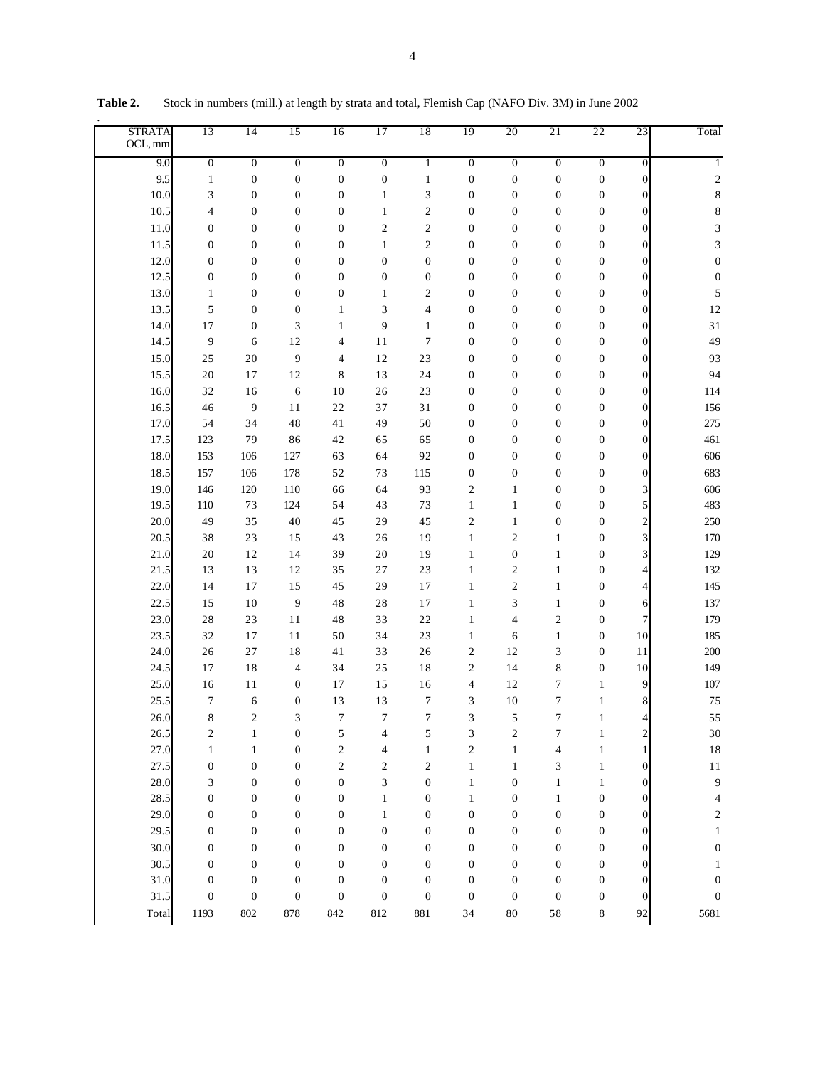**Table 2.** Stock in numbers (mill.) at length by strata and total, Flemish Cap (NAFO Div. 3M) in June 2002

| STRATA OCL, mm | 13 | 14 | 15 | 16 | 17 | 18 | 19 | 20 | 21 | 22 | 23 | Total |
|---|---|---|---|---|---|---|---|---|---|---|---|---|
| 9.0 | 0 | 0 | 0 | 0 | 0 | 1 | 0 | 0 | 0 | 0 | 0 | 1 |
| 9.5 | 1 | 0 | 0 | 0 | 0 | 1 | 0 | 0 | 0 | 0 | 0 | 2 |
| 10.0 | 3 | 0 | 0 | 0 | 1 | 3 | 0 | 0 | 0 | 0 | 0 | 8 |
| 10.5 | 4 | 0 | 0 | 0 | 1 | 2 | 0 | 0 | 0 | 0 | 0 | 8 |
| 11.0 | 0 | 0 | 0 | 0 | 2 | 2 | 0 | 0 | 0 | 0 | 0 | 3 |
| 11.5 | 0 | 0 | 0 | 0 | 1 | 2 | 0 | 0 | 0 | 0 | 0 | 3 |
| 12.0 | 0 | 0 | 0 | 0 | 0 | 0 | 0 | 0 | 0 | 0 | 0 | 0 |
| 12.5 | 0 | 0 | 0 | 0 | 0 | 0 | 0 | 0 | 0 | 0 | 0 | 0 |
| 13.0 | 1 | 0 | 0 | 0 | 1 | 2 | 0 | 0 | 0 | 0 | 0 | 5 |
| 13.5 | 5 | 0 | 0 | 1 | 3 | 4 | 0 | 0 | 0 | 0 | 0 | 12 |
| 14.0 | 17 | 0 | 3 | 1 | 9 | 1 | 0 | 0 | 0 | 0 | 0 | 31 |
| 14.5 | 9 | 6 | 12 | 4 | 11 | 7 | 0 | 0 | 0 | 0 | 0 | 49 |
| 15.0 | 25 | 20 | 9 | 4 | 12 | 23 | 0 | 0 | 0 | 0 | 0 | 93 |
| 15.5 | 20 | 17 | 12 | 8 | 13 | 24 | 0 | 0 | 0 | 0 | 0 | 94 |
| 16.0 | 32 | 16 | 6 | 10 | 26 | 23 | 0 | 0 | 0 | 0 | 0 | 114 |
| 16.5 | 46 | 9 | 11 | 22 | 37 | 31 | 0 | 0 | 0 | 0 | 0 | 156 |
| 17.0 | 54 | 34 | 48 | 41 | 49 | 50 | 0 | 0 | 0 | 0 | 0 | 275 |
| 17.5 | 123 | 79 | 86 | 42 | 65 | 65 | 0 | 0 | 0 | 0 | 0 | 461 |
| 18.0 | 153 | 106 | 127 | 63 | 64 | 92 | 0 | 0 | 0 | 0 | 0 | 606 |
| 18.5 | 157 | 106 | 178 | 52 | 73 | 115 | 0 | 0 | 0 | 0 | 0 | 683 |
| 19.0 | 146 | 120 | 110 | 66 | 64 | 93 | 2 | 1 | 0 | 0 | 3 | 606 |
| 19.5 | 110 | 73 | 124 | 54 | 43 | 73 | 1 | 1 | 0 | 0 | 5 | 483 |
| 20.0 | 49 | 35 | 40 | 45 | 29 | 45 | 2 | 1 | 0 | 0 | 2 | 250 |
| 20.5 | 38 | 23 | 15 | 43 | 26 | 19 | 1 | 2 | 1 | 0 | 3 | 170 |
| 21.0 | 20 | 12 | 14 | 39 | 20 | 19 | 1 | 0 | 1 | 0 | 3 | 129 |
| 21.5 | 13 | 13 | 12 | 35 | 27 | 23 | 1 | 2 | 1 | 0 | 4 | 132 |
| 22.0 | 14 | 17 | 15 | 45 | 29 | 17 | 1 | 2 | 1 | 0 | 4 | 145 |
| 22.5 | 15 | 10 | 9 | 48 | 28 | 17 | 1 | 3 | 1 | 0 | 6 | 137 |
| 23.0 | 28 | 23 | 11 | 48 | 33 | 22 | 1 | 4 | 2 | 0 | 7 | 179 |
| 23.5 | 32 | 17 | 11 | 50 | 34 | 23 | 1 | 6 | 1 | 0 | 10 | 185 |
| 24.0 | 26 | 27 | 18 | 41 | 33 | 26 | 2 | 12 | 3 | 0 | 11 | 200 |
| 24.5 | 17 | 18 | 4 | 34 | 25 | 18 | 2 | 14 | 8 | 0 | 10 | 149 |
| 25.0 | 16 | 11 | 0 | 17 | 15 | 16 | 4 | 12 | 7 | 1 | 9 | 107 |
| 25.5 | 7 | 6 | 0 | 13 | 13 | 7 | 3 | 10 | 7 | 1 | 8 | 75 |
| 26.0 | 8 | 2 | 3 | 7 | 7 | 7 | 3 | 5 | 7 | 1 | 4 | 55 |
| 26.5 | 2 | 1 | 0 | 5 | 4 | 5 | 3 | 2 | 7 | 1 | 2 | 30 |
| 27.0 | 1 | 1 | 0 | 2 | 4 | 1 | 2 | 1 | 4 | 1 | 1 | 18 |
| 27.5 | 0 | 0 | 0 | 2 | 2 | 2 | 1 | 1 | 3 | 1 | 0 | 11 |
| 28.0 | 3 | 0 | 0 | 0 | 3 | 0 | 1 | 0 | 1 | 1 | 0 | 9 |
| 28.5 | 0 | 0 | 0 | 0 | 1 | 0 | 1 | 0 | 1 | 0 | 0 | 4 |
| 29.0 | 0 | 0 | 0 | 0 | 1 | 0 | 0 | 0 | 0 | 0 | 0 | 2 |
| 29.5 | 0 | 0 | 0 | 0 | 0 | 0 | 0 | 0 | 0 | 0 | 0 | 1 |
| 30.0 | 0 | 0 | 0 | 0 | 0 | 0 | 0 | 0 | 0 | 0 | 0 | 0 |
| 30.5 | 0 | 0 | 0 | 0 | 0 | 0 | 0 | 0 | 0 | 0 | 0 | 1 |
| 31.0 | 0 | 0 | 0 | 0 | 0 | 0 | 0 | 0 | 0 | 0 | 0 | 0 |
| 31.5 | 0 | 0 | 0 | 0 | 0 | 0 | 0 | 0 | 0 | 0 | 0 | 0 |
| Total | 1193 | 802 | 878 | 842 | 812 | 881 | 34 | 80 | 58 | 8 | 92 | 5681 |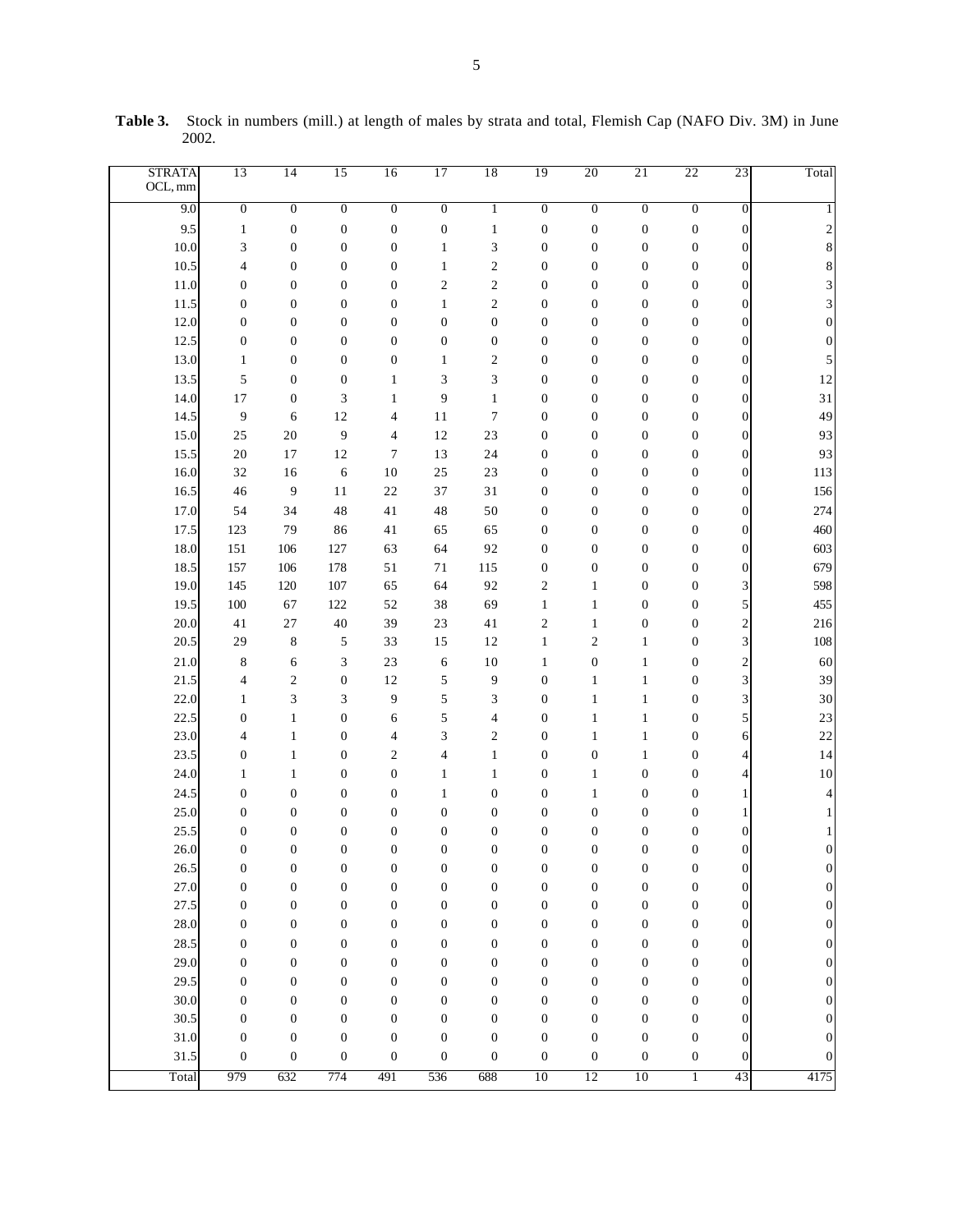**Table 3.** Stock in numbers (mill.) at length of males by strata and total, Flemish Cap (NAFO Div. 3M) in June 2002.

| STRATA OCL, mm | 13 | 14 | 15 | 16 | 17 | 18 | 19 | 20 | 21 | 22 | 23 | Total |
|---|---|---|---|---|---|---|---|---|---|---|---|---|
| 9.0 | 0 | 0 | 0 | 0 | 0 | 1 | 0 | 0 | 0 | 0 | 0 | 1 |
| 9.5 | 1 | 0 | 0 | 0 | 0 | 1 | 0 | 0 | 0 | 0 | 0 | 2 |
| 10.0 | 3 | 0 | 0 | 0 | 1 | 3 | 0 | 0 | 0 | 0 | 0 | 8 |
| 10.5 | 4 | 0 | 0 | 0 | 1 | 2 | 0 | 0 | 0 | 0 | 0 | 8 |
| 11.0 | 0 | 0 | 0 | 0 | 2 | 2 | 0 | 0 | 0 | 0 | 0 | 3 |
| 11.5 | 0 | 0 | 0 | 0 | 1 | 2 | 0 | 0 | 0 | 0 | 0 | 3 |
| 12.0 | 0 | 0 | 0 | 0 | 0 | 0 | 0 | 0 | 0 | 0 | 0 | 0 |
| 12.5 | 0 | 0 | 0 | 0 | 0 | 0 | 0 | 0 | 0 | 0 | 0 | 0 |
| 13.0 | 1 | 0 | 0 | 0 | 1 | 2 | 0 | 0 | 0 | 0 | 0 | 5 |
| 13.5 | 5 | 0 | 0 | 1 | 3 | 3 | 0 | 0 | 0 | 0 | 0 | 12 |
| 14.0 | 17 | 0 | 3 | 1 | 9 | 1 | 0 | 0 | 0 | 0 | 0 | 31 |
| 14.5 | 9 | 6 | 12 | 4 | 11 | 7 | 0 | 0 | 0 | 0 | 0 | 49 |
| 15.0 | 25 | 20 | 9 | 4 | 12 | 23 | 0 | 0 | 0 | 0 | 0 | 93 |
| 15.5 | 20 | 17 | 12 | 7 | 13 | 24 | 0 | 0 | 0 | 0 | 0 | 93 |
| 16.0 | 32 | 16 | 6 | 10 | 25 | 23 | 0 | 0 | 0 | 0 | 0 | 113 |
| 16.5 | 46 | 9 | 11 | 22 | 37 | 31 | 0 | 0 | 0 | 0 | 0 | 156 |
| 17.0 | 54 | 34 | 48 | 41 | 48 | 50 | 0 | 0 | 0 | 0 | 0 | 274 |
| 17.5 | 123 | 79 | 86 | 41 | 65 | 65 | 0 | 0 | 0 | 0 | 0 | 460 |
| 18.0 | 151 | 106 | 127 | 63 | 64 | 92 | 0 | 0 | 0 | 0 | 0 | 603 |
| 18.5 | 157 | 106 | 178 | 51 | 71 | 115 | 0 | 0 | 0 | 0 | 0 | 679 |
| 19.0 | 145 | 120 | 107 | 65 | 64 | 92 | 2 | 1 | 0 | 0 | 3 | 598 |
| 19.5 | 100 | 67 | 122 | 52 | 38 | 69 | 1 | 1 | 0 | 0 | 5 | 455 |
| 20.0 | 41 | 27 | 40 | 39 | 23 | 41 | 2 | 1 | 0 | 0 | 2 | 216 |
| 20.5 | 29 | 8 | 5 | 33 | 15 | 12 | 1 | 2 | 1 | 0 | 3 | 108 |
| 21.0 | 8 | 6 | 3 | 23 | 6 | 10 | 1 | 0 | 1 | 0 | 2 | 60 |
| 21.5 | 4 | 2 | 0 | 12 | 5 | 9 | 0 | 1 | 1 | 0 | 3 | 39 |
| 22.0 | 1 | 3 | 3 | 9 | 5 | 3 | 0 | 1 | 1 | 0 | 3 | 30 |
| 22.5 | 0 | 1 | 0 | 6 | 5 | 4 | 0 | 1 | 1 | 0 | 5 | 23 |
| 23.0 | 4 | 1 | 0 | 4 | 3 | 2 | 0 | 1 | 1 | 0 | 6 | 22 |
| 23.5 | 0 | 1 | 0 | 2 | 4 | 1 | 0 | 0 | 1 | 0 | 4 | 14 |
| 24.0 | 1 | 1 | 0 | 0 | 1 | 1 | 0 | 1 | 0 | 0 | 4 | 10 |
| 24.5 | 0 | 0 | 0 | 0 | 1 | 0 | 0 | 1 | 0 | 0 | 1 | 4 |
| 25.0 | 0 | 0 | 0 | 0 | 0 | 0 | 0 | 0 | 0 | 0 | 1 | 1 |
| 25.5 | 0 | 0 | 0 | 0 | 0 | 0 | 0 | 0 | 0 | 0 | 0 | 1 |
| 26.0 | 0 | 0 | 0 | 0 | 0 | 0 | 0 | 0 | 0 | 0 | 0 | 0 |
| 26.5 | 0 | 0 | 0 | 0 | 0 | 0 | 0 | 0 | 0 | 0 | 0 | 0 |
| 27.0 | 0 | 0 | 0 | 0 | 0 | 0 | 0 | 0 | 0 | 0 | 0 | 0 |
| 27.5 | 0 | 0 | 0 | 0 | 0 | 0 | 0 | 0 | 0 | 0 | 0 | 0 |
| 28.0 | 0 | 0 | 0 | 0 | 0 | 0 | 0 | 0 | 0 | 0 | 0 | 0 |
| 28.5 | 0 | 0 | 0 | 0 | 0 | 0 | 0 | 0 | 0 | 0 | 0 | 0 |
| 29.0 | 0 | 0 | 0 | 0 | 0 | 0 | 0 | 0 | 0 | 0 | 0 | 0 |
| 29.5 | 0 | 0 | 0 | 0 | 0 | 0 | 0 | 0 | 0 | 0 | 0 | 0 |
| 30.0 | 0 | 0 | 0 | 0 | 0 | 0 | 0 | 0 | 0 | 0 | 0 | 0 |
| 30.5 | 0 | 0 | 0 | 0 | 0 | 0 | 0 | 0 | 0 | 0 | 0 | 0 |
| 31.0 | 0 | 0 | 0 | 0 | 0 | 0 | 0 | 0 | 0 | 0 | 0 | 0 |
| 31.5 | 0 | 0 | 0 | 0 | 0 | 0 | 0 | 0 | 0 | 0 | 0 | 0 |
| Total | 979 | 632 | 774 | 491 | 536 | 688 | 10 | 12 | 10 | 1 | 43 | 4175 |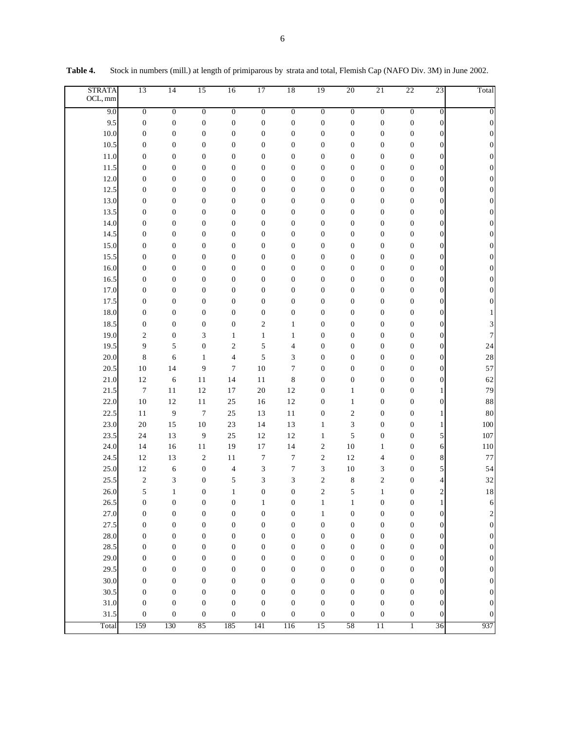**Table 4.** Stock in numbers (mill.) at length of primiparous by strata and total, Flemish Cap (NAFO Div. 3M) in June 2002.

| STRATA OCL, mm | 13 | 14 | 15 | 16 | 17 | 18 | 19 | 20 | 21 | 22 | 23 | Total |
|---|---|---|---|---|---|---|---|---|---|---|---|---|
| 9.0 | 0 | 0 | 0 | 0 | 0 | 0 | 0 | 0 | 0 | 0 | 0 | 0 |
| 9.5 | 0 | 0 | 0 | 0 | 0 | 0 | 0 | 0 | 0 | 0 | 0 | 0 |
| 10.0 | 0 | 0 | 0 | 0 | 0 | 0 | 0 | 0 | 0 | 0 | 0 | 0 |
| 10.5 | 0 | 0 | 0 | 0 | 0 | 0 | 0 | 0 | 0 | 0 | 0 | 0 |
| 11.0 | 0 | 0 | 0 | 0 | 0 | 0 | 0 | 0 | 0 | 0 | 0 | 0 |
| 11.5 | 0 | 0 | 0 | 0 | 0 | 0 | 0 | 0 | 0 | 0 | 0 | 0 |
| 12.0 | 0 | 0 | 0 | 0 | 0 | 0 | 0 | 0 | 0 | 0 | 0 | 0 |
| 12.5 | 0 | 0 | 0 | 0 | 0 | 0 | 0 | 0 | 0 | 0 | 0 | 0 |
| 13.0 | 0 | 0 | 0 | 0 | 0 | 0 | 0 | 0 | 0 | 0 | 0 | 0 |
| 13.5 | 0 | 0 | 0 | 0 | 0 | 0 | 0 | 0 | 0 | 0 | 0 | 0 |
| 14.0 | 0 | 0 | 0 | 0 | 0 | 0 | 0 | 0 | 0 | 0 | 0 | 0 |
| 14.5 | 0 | 0 | 0 | 0 | 0 | 0 | 0 | 0 | 0 | 0 | 0 | 0 |
| 15.0 | 0 | 0 | 0 | 0 | 0 | 0 | 0 | 0 | 0 | 0 | 0 | 0 |
| 15.5 | 0 | 0 | 0 | 0 | 0 | 0 | 0 | 0 | 0 | 0 | 0 | 0 |
| 16.0 | 0 | 0 | 0 | 0 | 0 | 0 | 0 | 0 | 0 | 0 | 0 | 0 |
| 16.5 | 0 | 0 | 0 | 0 | 0 | 0 | 0 | 0 | 0 | 0 | 0 | 0 |
| 17.0 | 0 | 0 | 0 | 0 | 0 | 0 | 0 | 0 | 0 | 0 | 0 | 0 |
| 17.5 | 0 | 0 | 0 | 0 | 0 | 0 | 0 | 0 | 0 | 0 | 0 | 0 |
| 18.0 | 0 | 0 | 0 | 0 | 0 | 0 | 0 | 0 | 0 | 0 | 0 | 1 |
| 18.5 | 0 | 0 | 0 | 0 | 2 | 1 | 0 | 0 | 0 | 0 | 0 | 3 |
| 19.0 | 2 | 0 | 3 | 1 | 1 | 1 | 0 | 0 | 0 | 0 | 0 | 7 |
| 19.5 | 9 | 5 | 0 | 2 | 5 | 4 | 0 | 0 | 0 | 0 | 0 | 24 |
| 20.0 | 8 | 6 | 1 | 4 | 5 | 3 | 0 | 0 | 0 | 0 | 0 | 28 |
| 20.5 | 10 | 14 | 9 | 7 | 10 | 7 | 0 | 0 | 0 | 0 | 0 | 57 |
| 21.0 | 12 | 6 | 11 | 14 | 11 | 8 | 0 | 0 | 0 | 0 | 0 | 62 |
| 21.5 | 7 | 11 | 12 | 17 | 20 | 12 | 0 | 1 | 0 | 0 | 1 | 79 |
| 22.0 | 10 | 12 | 11 | 25 | 16 | 12 | 0 | 1 | 0 | 0 | 0 | 88 |
| 22.5 | 11 | 9 | 7 | 25 | 13 | 11 | 0 | 2 | 0 | 0 | 1 | 80 |
| 23.0 | 20 | 15 | 10 | 23 | 14 | 13 | 1 | 3 | 0 | 0 | 1 | 100 |
| 23.5 | 24 | 13 | 9 | 25 | 12 | 12 | 1 | 5 | 0 | 0 | 5 | 107 |
| 24.0 | 14 | 16 | 11 | 19 | 17 | 14 | 2 | 10 | 1 | 0 | 6 | 110 |
| 24.5 | 12 | 13 | 2 | 11 | 7 | 7 | 2 | 12 | 4 | 0 | 8 | 77 |
| 25.0 | 12 | 6 | 0 | 4 | 3 | 7 | 3 | 10 | 3 | 0 | 5 | 54 |
| 25.5 | 2 | 3 | 0 | 5 | 3 | 3 | 2 | 8 | 2 | 0 | 4 | 32 |
| 26.0 | 5 | 1 | 0 | 1 | 0 | 0 | 2 | 5 | 1 | 0 | 2 | 18 |
| 26.5 | 0 | 0 | 0 | 0 | 1 | 0 | 1 | 1 | 0 | 0 | 1 | 6 |
| 27.0 | 0 | 0 | 0 | 0 | 0 | 0 | 1 | 0 | 0 | 0 | 0 | 2 |
| 27.5 | 0 | 0 | 0 | 0 | 0 | 0 | 0 | 0 | 0 | 0 | 0 | 0 |
| 28.0 | 0 | 0 | 0 | 0 | 0 | 0 | 0 | 0 | 0 | 0 | 0 | 0 |
| 28.5 | 0 | 0 | 0 | 0 | 0 | 0 | 0 | 0 | 0 | 0 | 0 | 0 |
| 29.0 | 0 | 0 | 0 | 0 | 0 | 0 | 0 | 0 | 0 | 0 | 0 | 0 |
| 29.5 | 0 | 0 | 0 | 0 | 0 | 0 | 0 | 0 | 0 | 0 | 0 | 0 |
| 30.0 | 0 | 0 | 0 | 0 | 0 | 0 | 0 | 0 | 0 | 0 | 0 | 0 |
| 30.5 | 0 | 0 | 0 | 0 | 0 | 0 | 0 | 0 | 0 | 0 | 0 | 0 |
| 31.0 | 0 | 0 | 0 | 0 | 0 | 0 | 0 | 0 | 0 | 0 | 0 | 0 |
| 31.5 | 0 | 0 | 0 | 0 | 0 | 0 | 0 | 0 | 0 | 0 | 0 | 0 |
| Total | 159 | 130 | 85 | 185 | 141 | 116 | 15 | 58 | 11 | 1 | 36 | 937 |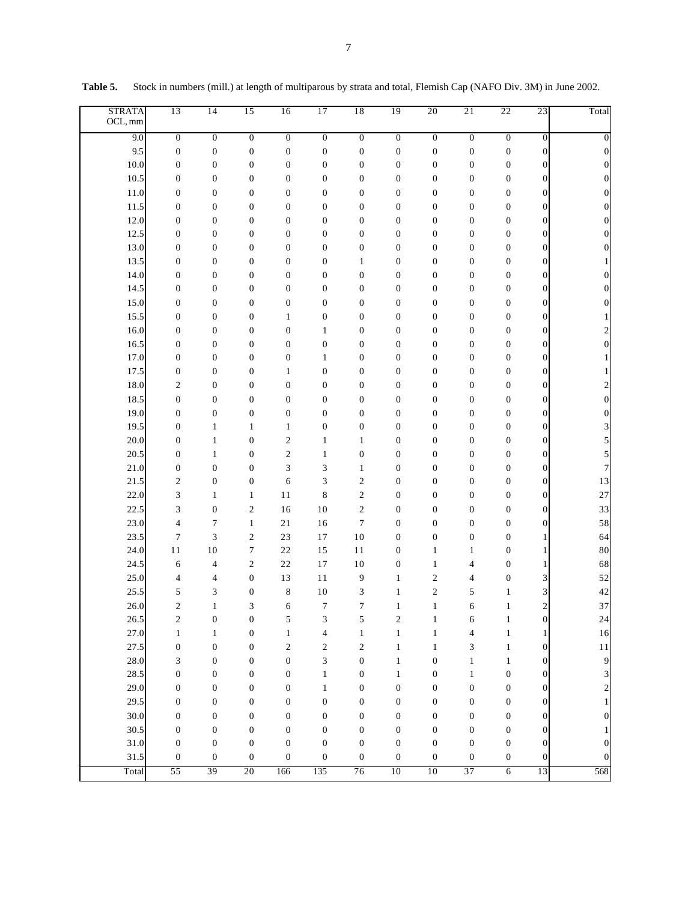**Table 5.** Stock in numbers (mill.) at length of multiparous by strata and total, Flemish Cap (NAFO Div. 3M) in June 2002.

| STRATA OCL, mm | 13 | 14 | 15 | 16 | 17 | 18 | 19 | 20 | 21 | 22 | 23 | Total |
|---|---|---|---|---|---|---|---|---|---|---|---|---|
| 9.0 | 0 | 0 | 0 | 0 | 0 | 0 | 0 | 0 | 0 | 0 | 0 | 0 |
| 9.5 | 0 | 0 | 0 | 0 | 0 | 0 | 0 | 0 | 0 | 0 | 0 | 0 |
| 10.0 | 0 | 0 | 0 | 0 | 0 | 0 | 0 | 0 | 0 | 0 | 0 | 0 |
| 10.5 | 0 | 0 | 0 | 0 | 0 | 0 | 0 | 0 | 0 | 0 | 0 | 0 |
| 11.0 | 0 | 0 | 0 | 0 | 0 | 0 | 0 | 0 | 0 | 0 | 0 | 0 |
| 11.5 | 0 | 0 | 0 | 0 | 0 | 0 | 0 | 0 | 0 | 0 | 0 | 0 |
| 12.0 | 0 | 0 | 0 | 0 | 0 | 0 | 0 | 0 | 0 | 0 | 0 | 0 |
| 12.5 | 0 | 0 | 0 | 0 | 0 | 0 | 0 | 0 | 0 | 0 | 0 | 0 |
| 13.0 | 0 | 0 | 0 | 0 | 0 | 0 | 0 | 0 | 0 | 0 | 0 | 0 |
| 13.5 | 0 | 0 | 0 | 0 | 0 | 1 | 0 | 0 | 0 | 0 | 0 | 1 |
| 14.0 | 0 | 0 | 0 | 0 | 0 | 0 | 0 | 0 | 0 | 0 | 0 | 0 |
| 14.5 | 0 | 0 | 0 | 0 | 0 | 0 | 0 | 0 | 0 | 0 | 0 | 0 |
| 15.0 | 0 | 0 | 0 | 0 | 0 | 0 | 0 | 0 | 0 | 0 | 0 | 0 |
| 15.5 | 0 | 0 | 0 | 1 | 0 | 0 | 0 | 0 | 0 | 0 | 0 | 1 |
| 16.0 | 0 | 0 | 0 | 0 | 1 | 0 | 0 | 0 | 0 | 0 | 0 | 2 |
| 16.5 | 0 | 0 | 0 | 0 | 0 | 0 | 0 | 0 | 0 | 0 | 0 | 0 |
| 17.0 | 0 | 0 | 0 | 0 | 1 | 0 | 0 | 0 | 0 | 0 | 0 | 1 |
| 17.5 | 0 | 0 | 0 | 1 | 0 | 0 | 0 | 0 | 0 | 0 | 0 | 1 |
| 18.0 | 2 | 0 | 0 | 0 | 0 | 0 | 0 | 0 | 0 | 0 | 0 | 2 |
| 18.5 | 0 | 0 | 0 | 0 | 0 | 0 | 0 | 0 | 0 | 0 | 0 | 0 |
| 19.0 | 0 | 0 | 0 | 0 | 0 | 0 | 0 | 0 | 0 | 0 | 0 | 0 |
| 19.5 | 0 | 1 | 1 | 1 | 0 | 0 | 0 | 0 | 0 | 0 | 0 | 3 |
| 20.0 | 0 | 1 | 0 | 2 | 1 | 1 | 0 | 0 | 0 | 0 | 0 | 5 |
| 20.5 | 0 | 1 | 0 | 2 | 1 | 0 | 0 | 0 | 0 | 0 | 0 | 5 |
| 21.0 | 0 | 0 | 0 | 3 | 3 | 1 | 0 | 0 | 0 | 0 | 0 | 7 |
| 21.5 | 2 | 0 | 0 | 6 | 3 | 2 | 0 | 0 | 0 | 0 | 0 | 13 |
| 22.0 | 3 | 1 | 1 | 11 | 8 | 2 | 0 | 0 | 0 | 0 | 0 | 27 |
| 22.5 | 3 | 0 | 2 | 16 | 10 | 2 | 0 | 0 | 0 | 0 | 0 | 33 |
| 23.0 | 4 | 7 | 1 | 21 | 16 | 7 | 0 | 0 | 0 | 0 | 0 | 58 |
| 23.5 | 7 | 3 | 2 | 23 | 17 | 10 | 0 | 0 | 0 | 0 | 1 | 64 |
| 24.0 | 11 | 10 | 7 | 22 | 15 | 11 | 0 | 1 | 1 | 0 | 1 | 80 |
| 24.5 | 6 | 4 | 2 | 22 | 17 | 10 | 0 | 1 | 4 | 0 | 1 | 68 |
| 25.0 | 4 | 4 | 0 | 13 | 11 | 9 | 1 | 2 | 4 | 0 | 3 | 52 |
| 25.5 | 5 | 3 | 0 | 8 | 10 | 3 | 1 | 2 | 5 | 1 | 3 | 42 |
| 26.0 | 2 | 1 | 3 | 6 | 7 | 7 | 1 | 1 | 6 | 1 | 2 | 37 |
| 26.5 | 2 | 0 | 0 | 5 | 3 | 5 | 2 | 1 | 6 | 1 | 0 | 24 |
| 27.0 | 1 | 1 | 0 | 1 | 4 | 1 | 1 | 1 | 4 | 1 | 1 | 16 |
| 27.5 | 0 | 0 | 0 | 2 | 2 | 2 | 1 | 1 | 3 | 1 | 0 | 11 |
| 28.0 | 3 | 0 | 0 | 0 | 3 | 0 | 1 | 0 | 1 | 1 | 0 | 9 |
| 28.5 | 0 | 0 | 0 | 0 | 1 | 0 | 1 | 0 | 1 | 0 | 0 | 3 |
| 29.0 | 0 | 0 | 0 | 0 | 1 | 0 | 0 | 0 | 0 | 0 | 0 | 2 |
| 29.5 | 0 | 0 | 0 | 0 | 0 | 0 | 0 | 0 | 0 | 0 | 0 | 1 |
| 30.0 | 0 | 0 | 0 | 0 | 0 | 0 | 0 | 0 | 0 | 0 | 0 | 0 |
| 30.5 | 0 | 0 | 0 | 0 | 0 | 0 | 0 | 0 | 0 | 0 | 0 | 1 |
| 31.0 | 0 | 0 | 0 | 0 | 0 | 0 | 0 | 0 | 0 | 0 | 0 | 0 |
| 31.5 | 0 | 0 | 0 | 0 | 0 | 0 | 0 | 0 | 0 | 0 | 0 | 0 |
| Total | 55 | 39 | 20 | 166 | 135 | 76 | 10 | 10 | 37 | 6 | 13 | 568 |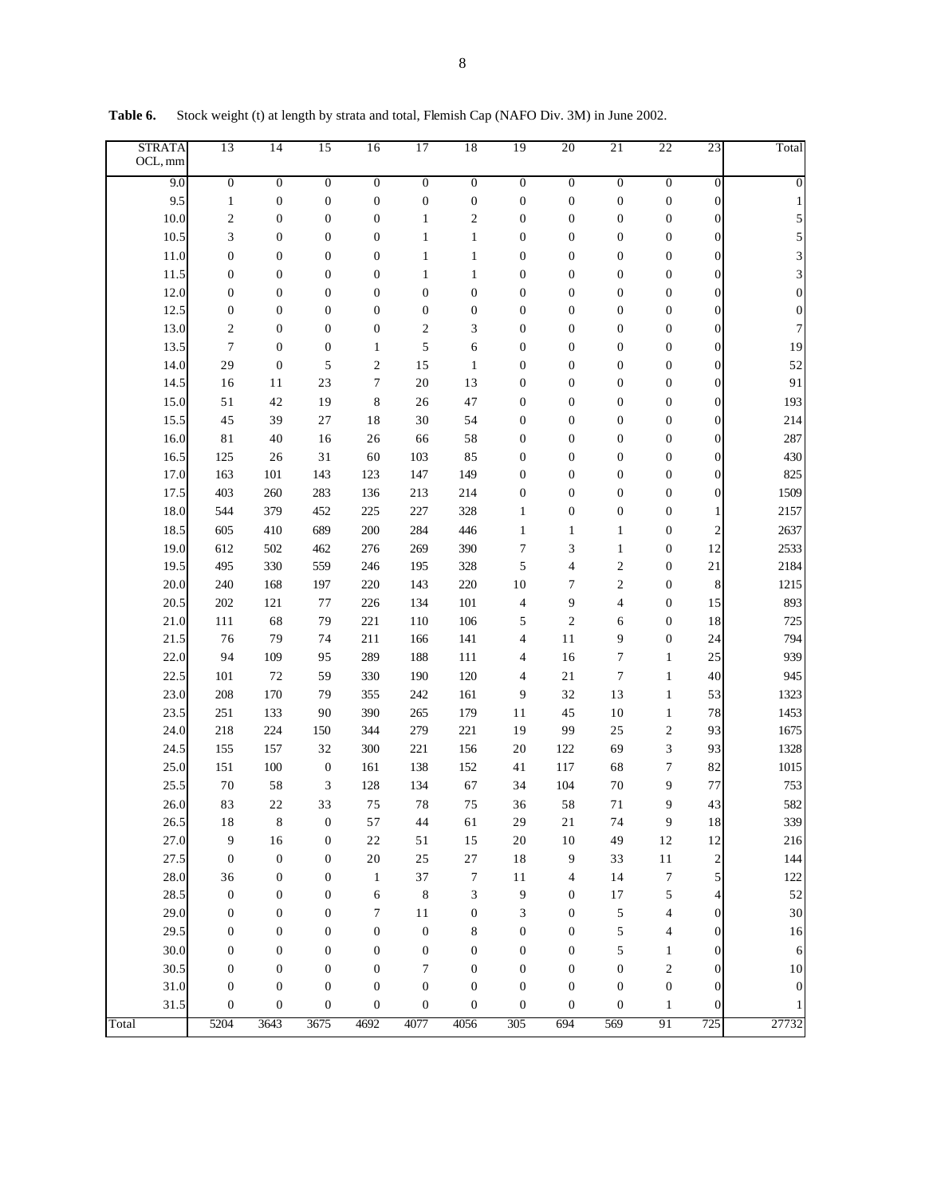**Table 6.** Stock weight (t) at length by strata and total, Flemish Cap (NAFO Div. 3M) in June 2002.

| STRATA OCL, mm | 13 | 14 | 15 | 16 | 17 | 18 | 19 | 20 | 21 | 22 | 23 | Total |
|---|---|---|---|---|---|---|---|---|---|---|---|---|
| 9.0 | 0 | 0 | 0 | 0 | 0 | 0 | 0 | 0 | 0 | 0 | 0 | 0 |
| 9.5 | 1 | 0 | 0 | 0 | 0 | 0 | 0 | 0 | 0 | 0 | 0 | 1 |
| 10.0 | 2 | 0 | 0 | 0 | 1 | 2 | 0 | 0 | 0 | 0 | 0 | 5 |
| 10.5 | 3 | 0 | 0 | 0 | 1 | 1 | 0 | 0 | 0 | 0 | 0 | 5 |
| 11.0 | 0 | 0 | 0 | 0 | 1 | 1 | 0 | 0 | 0 | 0 | 0 | 3 |
| 11.5 | 0 | 0 | 0 | 0 | 1 | 1 | 0 | 0 | 0 | 0 | 0 | 3 |
| 12.0 | 0 | 0 | 0 | 0 | 0 | 0 | 0 | 0 | 0 | 0 | 0 | 0 |
| 12.5 | 0 | 0 | 0 | 0 | 0 | 0 | 0 | 0 | 0 | 0 | 0 | 0 |
| 13.0 | 2 | 0 | 0 | 0 | 2 | 3 | 0 | 0 | 0 | 0 | 0 | 7 |
| 13.5 | 7 | 0 | 0 | 1 | 5 | 6 | 0 | 0 | 0 | 0 | 0 | 19 |
| 14.0 | 29 | 0 | 5 | 2 | 15 | 1 | 0 | 0 | 0 | 0 | 0 | 52 |
| 14.5 | 16 | 11 | 23 | 7 | 20 | 13 | 0 | 0 | 0 | 0 | 0 | 91 |
| 15.0 | 51 | 42 | 19 | 8 | 26 | 47 | 0 | 0 | 0 | 0 | 0 | 193 |
| 15.5 | 45 | 39 | 27 | 18 | 30 | 54 | 0 | 0 | 0 | 0 | 0 | 214 |
| 16.0 | 81 | 40 | 16 | 26 | 66 | 58 | 0 | 0 | 0 | 0 | 0 | 287 |
| 16.5 | 125 | 26 | 31 | 60 | 103 | 85 | 0 | 0 | 0 | 0 | 0 | 430 |
| 17.0 | 163 | 101 | 143 | 123 | 147 | 149 | 0 | 0 | 0 | 0 | 0 | 825 |
| 17.5 | 403 | 260 | 283 | 136 | 213 | 214 | 0 | 0 | 0 | 0 | 0 | 1509 |
| 18.0 | 544 | 379 | 452 | 225 | 227 | 328 | 1 | 0 | 0 | 0 | 1 | 2157 |
| 18.5 | 605 | 410 | 689 | 200 | 284 | 446 | 1 | 1 | 1 | 0 | 2 | 2637 |
| 19.0 | 612 | 502 | 462 | 276 | 269 | 390 | 7 | 3 | 1 | 0 | 12 | 2533 |
| 19.5 | 495 | 330 | 559 | 246 | 195 | 328 | 5 | 4 | 2 | 0 | 21 | 2184 |
| 20.0 | 240 | 168 | 197 | 220 | 143 | 220 | 10 | 7 | 2 | 0 | 8 | 1215 |
| 20.5 | 202 | 121 | 77 | 226 | 134 | 101 | 4 | 9 | 4 | 0 | 15 | 893 |
| 21.0 | 111 | 68 | 79 | 221 | 110 | 106 | 5 | 2 | 6 | 0 | 18 | 725 |
| 21.5 | 76 | 79 | 74 | 211 | 166 | 141 | 4 | 11 | 9 | 0 | 24 | 794 |
| 22.0 | 94 | 109 | 95 | 289 | 188 | 111 | 4 | 16 | 7 | 1 | 25 | 939 |
| 22.5 | 101 | 72 | 59 | 330 | 190 | 120 | 4 | 21 | 7 | 1 | 40 | 945 |
| 23.0 | 208 | 170 | 79 | 355 | 242 | 161 | 9 | 32 | 13 | 1 | 53 | 1323 |
| 23.5 | 251 | 133 | 90 | 390 | 265 | 179 | 11 | 45 | 10 | 1 | 78 | 1453 |
| 24.0 | 218 | 224 | 150 | 344 | 279 | 221 | 19 | 99 | 25 | 2 | 93 | 1675 |
| 24.5 | 155 | 157 | 32 | 300 | 221 | 156 | 20 | 122 | 69 | 3 | 93 | 1328 |
| 25.0 | 151 | 100 | 0 | 161 | 138 | 152 | 41 | 117 | 68 | 7 | 82 | 1015 |
| 25.5 | 70 | 58 | 3 | 128 | 134 | 67 | 34 | 104 | 70 | 9 | 77 | 753 |
| 26.0 | 83 | 22 | 33 | 75 | 78 | 75 | 36 | 58 | 71 | 9 | 43 | 582 |
| 26.5 | 18 | 8 | 0 | 57 | 44 | 61 | 29 | 21 | 74 | 9 | 18 | 339 |
| 27.0 | 9 | 16 | 0 | 22 | 51 | 15 | 20 | 10 | 49 | 12 | 12 | 216 |
| 27.5 | 0 | 0 | 0 | 20 | 25 | 27 | 18 | 9 | 33 | 11 | 2 | 144 |
| 28.0 | 36 | 0 | 0 | 1 | 37 | 7 | 11 | 4 | 14 | 7 | 5 | 122 |
| 28.5 | 0 | 0 | 0 | 6 | 8 | 3 | 9 | 0 | 17 | 5 | 4 | 52 |
| 29.0 | 0 | 0 | 0 | 7 | 11 | 0 | 3 | 0 | 5 | 4 | 0 | 30 |
| 29.5 | 0 | 0 | 0 | 0 | 0 | 8 | 0 | 0 | 5 | 4 | 0 | 16 |
| 30.0 | 0 | 0 | 0 | 0 | 0 | 0 | 0 | 0 | 5 | 1 | 0 | 6 |
| 30.5 | 0 | 0 | 0 | 0 | 7 | 0 | 0 | 0 | 0 | 2 | 0 | 10 |
| 31.0 | 0 | 0 | 0 | 0 | 0 | 0 | 0 | 0 | 0 | 0 | 0 | 0 |
| 31.5 | 0 | 0 | 0 | 0 | 0 | 0 | 0 | 0 | 0 | 1 | 0 | 1 |
| Total | 5204 | 3643 | 3675 | 4692 | 4077 | 4056 | 305 | 694 | 569 | 91 | 725 | 27732 |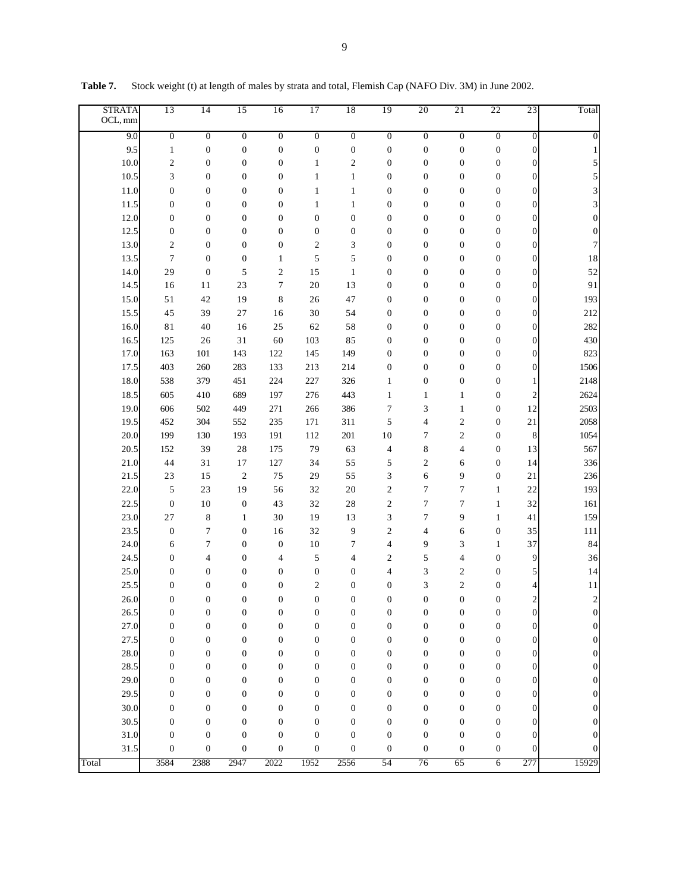**Table 7.** Stock weight (t) at length of males by strata and total, Flemish Cap (NAFO Div. 3M) in June 2002.

| STRATA OCL, mm | 13 | 14 | 15 | 16 | 17 | 18 | 19 | 20 | 21 | 22 | 23 | Total |
|---|---|---|---|---|---|---|---|---|---|---|---|---|
| 9.0 | 0 | 0 | 0 | 0 | 0 | 0 | 0 | 0 | 0 | 0 | 0 | 0 |
| 9.5 | 1 | 0 | 0 | 0 | 0 | 0 | 0 | 0 | 0 | 0 | 0 | 1 |
| 10.0 | 2 | 0 | 0 | 0 | 1 | 2 | 0 | 0 | 0 | 0 | 0 | 5 |
| 10.5 | 3 | 0 | 0 | 0 | 1 | 1 | 0 | 0 | 0 | 0 | 0 | 5 |
| 11.0 | 0 | 0 | 0 | 0 | 1 | 1 | 0 | 0 | 0 | 0 | 0 | 3 |
| 11.5 | 0 | 0 | 0 | 0 | 1 | 1 | 0 | 0 | 0 | 0 | 0 | 3 |
| 12.0 | 0 | 0 | 0 | 0 | 0 | 0 | 0 | 0 | 0 | 0 | 0 | 0 |
| 12.5 | 0 | 0 | 0 | 0 | 0 | 0 | 0 | 0 | 0 | 0 | 0 | 0 |
| 13.0 | 2 | 0 | 0 | 0 | 2 | 3 | 0 | 0 | 0 | 0 | 0 | 7 |
| 13.5 | 7 | 0 | 0 | 1 | 5 | 5 | 0 | 0 | 0 | 0 | 0 | 18 |
| 14.0 | 29 | 0 | 5 | 2 | 15 | 1 | 0 | 0 | 0 | 0 | 0 | 52 |
| 14.5 | 16 | 11 | 23 | 7 | 20 | 13 | 0 | 0 | 0 | 0 | 0 | 91 |
| 15.0 | 51 | 42 | 19 | 8 | 26 | 47 | 0 | 0 | 0 | 0 | 0 | 193 |
| 15.5 | 45 | 39 | 27 | 16 | 30 | 54 | 0 | 0 | 0 | 0 | 0 | 212 |
| 16.0 | 81 | 40 | 16 | 25 | 62 | 58 | 0 | 0 | 0 | 0 | 0 | 282 |
| 16.5 | 125 | 26 | 31 | 60 | 103 | 85 | 0 | 0 | 0 | 0 | 0 | 430 |
| 17.0 | 163 | 101 | 143 | 122 | 145 | 149 | 0 | 0 | 0 | 0 | 0 | 823 |
| 17.5 | 403 | 260 | 283 | 133 | 213 | 214 | 0 | 0 | 0 | 0 | 0 | 1506 |
| 18.0 | 538 | 379 | 451 | 224 | 227 | 326 | 1 | 0 | 0 | 0 | 1 | 2148 |
| 18.5 | 605 | 410 | 689 | 197 | 276 | 443 | 1 | 1 | 1 | 0 | 2 | 2624 |
| 19.0 | 606 | 502 | 449 | 271 | 266 | 386 | 7 | 3 | 1 | 0 | 12 | 2503 |
| 19.5 | 452 | 304 | 552 | 235 | 171 | 311 | 5 | 4 | 2 | 0 | 21 | 2058 |
| 20.0 | 199 | 130 | 193 | 191 | 112 | 201 | 10 | 7 | 2 | 0 | 8 | 1054 |
| 20.5 | 152 | 39 | 28 | 175 | 79 | 63 | 4 | 8 | 4 | 0 | 13 | 567 |
| 21.0 | 44 | 31 | 17 | 127 | 34 | 55 | 5 | 2 | 6 | 0 | 14 | 336 |
| 21.5 | 23 | 15 | 2 | 75 | 29 | 55 | 3 | 6 | 9 | 0 | 21 | 236 |
| 22.0 | 5 | 23 | 19 | 56 | 32 | 20 | 2 | 7 | 7 | 1 | 22 | 193 |
| 22.5 | 0 | 10 | 0 | 43 | 32 | 28 | 2 | 7 | 7 | 1 | 32 | 161 |
| 23.0 | 27 | 8 | 1 | 30 | 19 | 13 | 3 | 7 | 9 | 1 | 41 | 159 |
| 23.5 | 0 | 7 | 0 | 16 | 32 | 9 | 2 | 4 | 6 | 0 | 35 | 111 |
| 24.0 | 6 | 7 | 0 | 0 | 10 | 7 | 4 | 9 | 3 | 1 | 37 | 84 |
| 24.5 | 0 | 4 | 0 | 4 | 5 | 4 | 2 | 5 | 4 | 0 | 9 | 36 |
| 25.0 | 0 | 0 | 0 | 0 | 0 | 0 | 4 | 3 | 2 | 0 | 5 | 14 |
| 25.5 | 0 | 0 | 0 | 0 | 2 | 0 | 0 | 3 | 2 | 0 | 4 | 11 |
| 26.0 | 0 | 0 | 0 | 0 | 0 | 0 | 0 | 0 | 0 | 0 | 2 | 2 |
| 26.5 | 0 | 0 | 0 | 0 | 0 | 0 | 0 | 0 | 0 | 0 | 0 | 0 |
| 27.0 | 0 | 0 | 0 | 0 | 0 | 0 | 0 | 0 | 0 | 0 | 0 | 0 |
| 27.5 | 0 | 0 | 0 | 0 | 0 | 0 | 0 | 0 | 0 | 0 | 0 | 0 |
| 28.0 | 0 | 0 | 0 | 0 | 0 | 0 | 0 | 0 | 0 | 0 | 0 | 0 |
| 28.5 | 0 | 0 | 0 | 0 | 0 | 0 | 0 | 0 | 0 | 0 | 0 | 0 |
| 29.0 | 0 | 0 | 0 | 0 | 0 | 0 | 0 | 0 | 0 | 0 | 0 | 0 |
| 29.5 | 0 | 0 | 0 | 0 | 0 | 0 | 0 | 0 | 0 | 0 | 0 | 0 |
| 30.0 | 0 | 0 | 0 | 0 | 0 | 0 | 0 | 0 | 0 | 0 | 0 | 0 |
| 30.5 | 0 | 0 | 0 | 0 | 0 | 0 | 0 | 0 | 0 | 0 | 0 | 0 |
| 31.0 | 0 | 0 | 0 | 0 | 0 | 0 | 0 | 0 | 0 | 0 | 0 | 0 |
| 31.5 | 0 | 0 | 0 | 0 | 0 | 0 | 0 | 0 | 0 | 0 | 0 | 0 |
| Total | 3584 | 2388 | 2947 | 2022 | 1952 | 2556 | 54 | 76 | 65 | 6 | 277 | 15929 |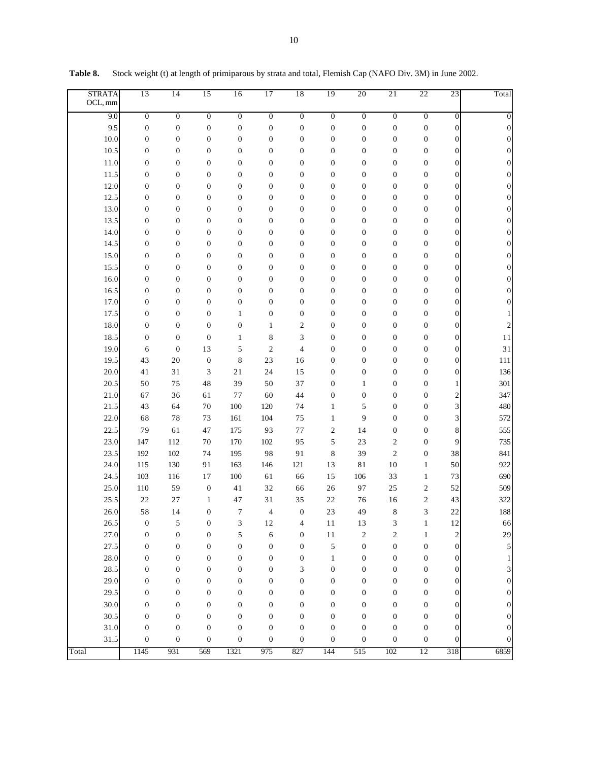**Table 8.** Stock weight (t) at length of primiparous by strata and total, Flemish Cap (NAFO Div. 3M) in June 2002.

| STRATA OCL, mm | 13 | 14 | 15 | 16 | 17 | 18 | 19 | 20 | 21 | 22 | 23 | Total |
|---|---|---|---|---|---|---|---|---|---|---|---|---|
| 9.0 | 0 | 0 | 0 | 0 | 0 | 0 | 0 | 0 | 0 | 0 | 0 | 0 |
| 9.5 | 0 | 0 | 0 | 0 | 0 | 0 | 0 | 0 | 0 | 0 | 0 | 0 |
| 10.0 | 0 | 0 | 0 | 0 | 0 | 0 | 0 | 0 | 0 | 0 | 0 | 0 |
| 10.5 | 0 | 0 | 0 | 0 | 0 | 0 | 0 | 0 | 0 | 0 | 0 | 0 |
| 11.0 | 0 | 0 | 0 | 0 | 0 | 0 | 0 | 0 | 0 | 0 | 0 | 0 |
| 11.5 | 0 | 0 | 0 | 0 | 0 | 0 | 0 | 0 | 0 | 0 | 0 | 0 |
| 12.0 | 0 | 0 | 0 | 0 | 0 | 0 | 0 | 0 | 0 | 0 | 0 | 0 |
| 12.5 | 0 | 0 | 0 | 0 | 0 | 0 | 0 | 0 | 0 | 0 | 0 | 0 |
| 13.0 | 0 | 0 | 0 | 0 | 0 | 0 | 0 | 0 | 0 | 0 | 0 | 0 |
| 13.5 | 0 | 0 | 0 | 0 | 0 | 0 | 0 | 0 | 0 | 0 | 0 | 0 |
| 14.0 | 0 | 0 | 0 | 0 | 0 | 0 | 0 | 0 | 0 | 0 | 0 | 0 |
| 14.5 | 0 | 0 | 0 | 0 | 0 | 0 | 0 | 0 | 0 | 0 | 0 | 0 |
| 15.0 | 0 | 0 | 0 | 0 | 0 | 0 | 0 | 0 | 0 | 0 | 0 | 0 |
| 15.5 | 0 | 0 | 0 | 0 | 0 | 0 | 0 | 0 | 0 | 0 | 0 | 0 |
| 16.0 | 0 | 0 | 0 | 0 | 0 | 0 | 0 | 0 | 0 | 0 | 0 | 0 |
| 16.5 | 0 | 0 | 0 | 0 | 0 | 0 | 0 | 0 | 0 | 0 | 0 | 0 |
| 17.0 | 0 | 0 | 0 | 0 | 0 | 0 | 0 | 0 | 0 | 0 | 0 | 0 |
| 17.5 | 0 | 0 | 0 | 1 | 0 | 0 | 0 | 0 | 0 | 0 | 0 | 1 |
| 18.0 | 0 | 0 | 0 | 0 | 1 | 2 | 0 | 0 | 0 | 0 | 0 | 2 |
| 18.5 | 0 | 0 | 0 | 1 | 8 | 3 | 0 | 0 | 0 | 0 | 0 | 11 |
| 19.0 | 6 | 0 | 13 | 5 | 2 | 4 | 0 | 0 | 0 | 0 | 0 | 31 |
| 19.5 | 43 | 20 | 0 | 8 | 23 | 16 | 0 | 0 | 0 | 0 | 0 | 111 |
| 20.0 | 41 | 31 | 3 | 21 | 24 | 15 | 0 | 0 | 0 | 0 | 0 | 136 |
| 20.5 | 50 | 75 | 48 | 39 | 50 | 37 | 0 | 1 | 0 | 0 | 1 | 301 |
| 21.0 | 67 | 36 | 61 | 77 | 60 | 44 | 0 | 0 | 0 | 0 | 2 | 347 |
| 21.5 | 43 | 64 | 70 | 100 | 120 | 74 | 1 | 5 | 0 | 0 | 3 | 480 |
| 22.0 | 68 | 78 | 73 | 161 | 104 | 75 | 1 | 9 | 0 | 0 | 3 | 572 |
| 22.5 | 79 | 61 | 47 | 175 | 93 | 77 | 2 | 14 | 0 | 0 | 8 | 555 |
| 23.0 | 147 | 112 | 70 | 170 | 102 | 95 | 5 | 23 | 2 | 0 | 9 | 735 |
| 23.5 | 192 | 102 | 74 | 195 | 98 | 91 | 8 | 39 | 2 | 0 | 38 | 841 |
| 24.0 | 115 | 130 | 91 | 163 | 146 | 121 | 13 | 81 | 10 | 1 | 50 | 922 |
| 24.5 | 103 | 116 | 17 | 100 | 61 | 66 | 15 | 106 | 33 | 1 | 73 | 690 |
| 25.0 | 110 | 59 | 0 | 41 | 32 | 66 | 26 | 97 | 25 | 2 | 52 | 509 |
| 25.5 | 22 | 27 | 1 | 47 | 31 | 35 | 22 | 76 | 16 | 2 | 43 | 322 |
| 26.0 | 58 | 14 | 0 | 7 | 4 | 0 | 23 | 49 | 8 | 3 | 22 | 188 |
| 26.5 | 0 | 5 | 0 | 3 | 12 | 4 | 11 | 13 | 3 | 1 | 12 | 66 |
| 27.0 | 0 | 0 | 0 | 5 | 6 | 0 | 11 | 2 | 2 | 1 | 2 | 29 |
| 27.5 | 0 | 0 | 0 | 0 | 0 | 0 | 5 | 0 | 0 | 0 | 0 | 5 |
| 28.0 | 0 | 0 | 0 | 0 | 0 | 0 | 1 | 0 | 0 | 0 | 0 | 1 |
| 28.5 | 0 | 0 | 0 | 0 | 0 | 3 | 0 | 0 | 0 | 0 | 0 | 3 |
| 29.0 | 0 | 0 | 0 | 0 | 0 | 0 | 0 | 0 | 0 | 0 | 0 | 0 |
| 29.5 | 0 | 0 | 0 | 0 | 0 | 0 | 0 | 0 | 0 | 0 | 0 | 0 |
| 30.0 | 0 | 0 | 0 | 0 | 0 | 0 | 0 | 0 | 0 | 0 | 0 | 0 |
| 30.5 | 0 | 0 | 0 | 0 | 0 | 0 | 0 | 0 | 0 | 0 | 0 | 0 |
| 31.0 | 0 | 0 | 0 | 0 | 0 | 0 | 0 | 0 | 0 | 0 | 0 | 0 |
| 31.5 | 0 | 0 | 0 | 0 | 0 | 0 | 0 | 0 | 0 | 0 | 0 | 0 |
| Total | 1145 | 931 | 569 | 1321 | 975 | 827 | 144 | 515 | 102 | 12 | 318 | 6859 |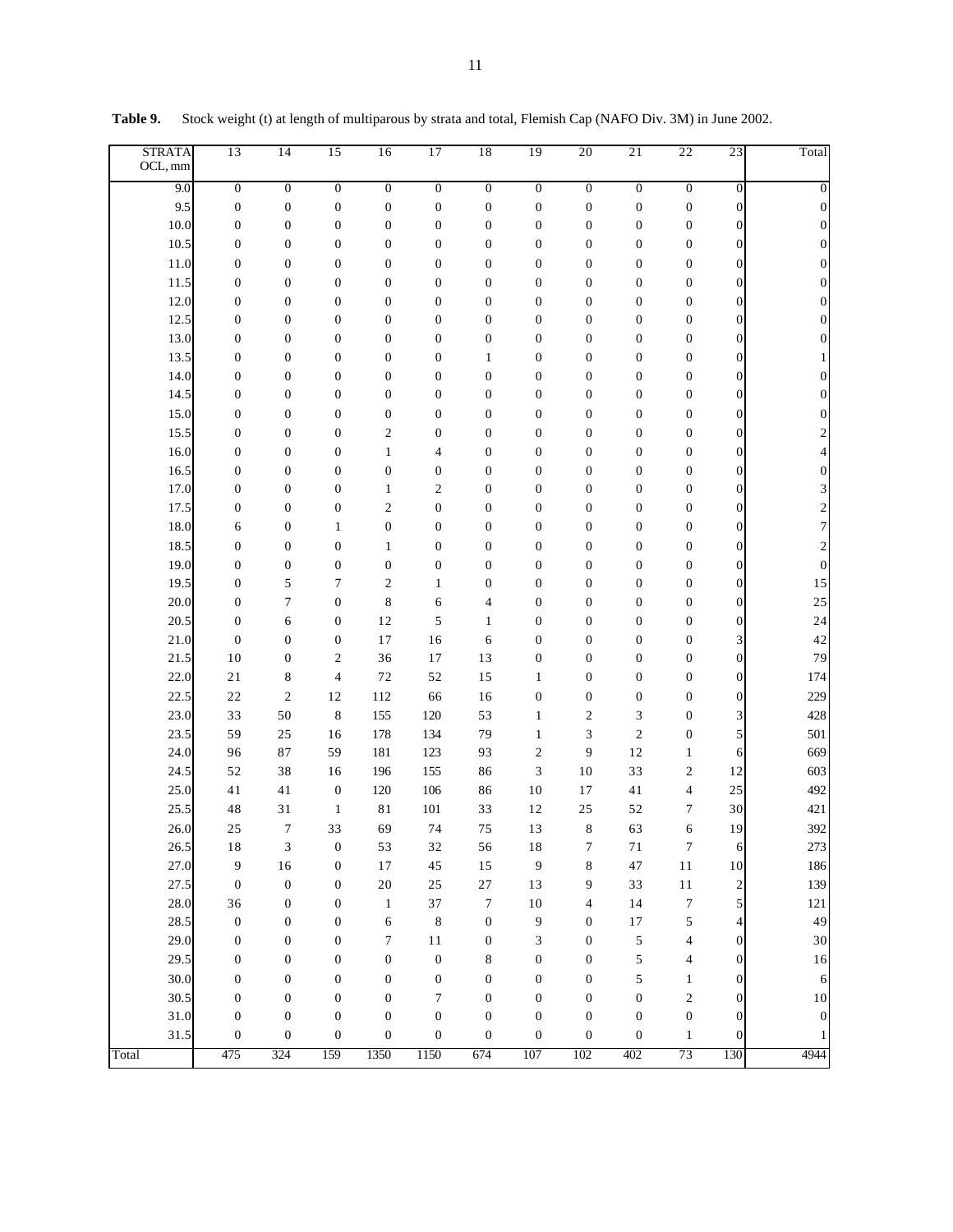**Table 9.** Stock weight (t) at length of multiparous by strata and total, Flemish Cap (NAFO Div. 3M) in June 2002.

| STRATA OCL, mm | 13 | 14 | 15 | 16 | 17 | 18 | 19 | 20 | 21 | 22 | 23 | Total |
|---|---|---|---|---|---|---|---|---|---|---|---|---|
| 9.0 | 0 | 0 | 0 | 0 | 0 | 0 | 0 | 0 | 0 | 0 | 0 | 0 |
| 9.5 | 0 | 0 | 0 | 0 | 0 | 0 | 0 | 0 | 0 | 0 | 0 | 0 |
| 10.0 | 0 | 0 | 0 | 0 | 0 | 0 | 0 | 0 | 0 | 0 | 0 | 0 |
| 10.5 | 0 | 0 | 0 | 0 | 0 | 0 | 0 | 0 | 0 | 0 | 0 | 0 |
| 11.0 | 0 | 0 | 0 | 0 | 0 | 0 | 0 | 0 | 0 | 0 | 0 | 0 |
| 11.5 | 0 | 0 | 0 | 0 | 0 | 0 | 0 | 0 | 0 | 0 | 0 | 0 |
| 12.0 | 0 | 0 | 0 | 0 | 0 | 0 | 0 | 0 | 0 | 0 | 0 | 0 |
| 12.5 | 0 | 0 | 0 | 0 | 0 | 0 | 0 | 0 | 0 | 0 | 0 | 0 |
| 13.0 | 0 | 0 | 0 | 0 | 0 | 0 | 0 | 0 | 0 | 0 | 0 | 0 |
| 13.5 | 0 | 0 | 0 | 0 | 0 | 1 | 0 | 0 | 0 | 0 | 0 | 1 |
| 14.0 | 0 | 0 | 0 | 0 | 0 | 0 | 0 | 0 | 0 | 0 | 0 | 0 |
| 14.5 | 0 | 0 | 0 | 0 | 0 | 0 | 0 | 0 | 0 | 0 | 0 | 0 |
| 15.0 | 0 | 0 | 0 | 0 | 0 | 0 | 0 | 0 | 0 | 0 | 0 | 0 |
| 15.5 | 0 | 0 | 0 | 2 | 0 | 0 | 0 | 0 | 0 | 0 | 0 | 2 |
| 16.0 | 0 | 0 | 0 | 1 | 4 | 0 | 0 | 0 | 0 | 0 | 0 | 4 |
| 16.5 | 0 | 0 | 0 | 0 | 0 | 0 | 0 | 0 | 0 | 0 | 0 | 0 |
| 17.0 | 0 | 0 | 0 | 1 | 2 | 0 | 0 | 0 | 0 | 0 | 0 | 3 |
| 17.5 | 0 | 0 | 0 | 2 | 0 | 0 | 0 | 0 | 0 | 0 | 0 | 2 |
| 18.0 | 6 | 0 | 1 | 0 | 0 | 0 | 0 | 0 | 0 | 0 | 0 | 7 |
| 18.5 | 0 | 0 | 0 | 1 | 0 | 0 | 0 | 0 | 0 | 0 | 0 | 2 |
| 19.0 | 0 | 0 | 0 | 0 | 0 | 0 | 0 | 0 | 0 | 0 | 0 | 0 |
| 19.5 | 0 | 5 | 7 | 2 | 1 | 0 | 0 | 0 | 0 | 0 | 0 | 15 |
| 20.0 | 0 | 7 | 0 | 8 | 6 | 4 | 0 | 0 | 0 | 0 | 0 | 25 |
| 20.5 | 0 | 6 | 0 | 12 | 5 | 1 | 0 | 0 | 0 | 0 | 0 | 24 |
| 21.0 | 0 | 0 | 0 | 17 | 16 | 6 | 0 | 0 | 0 | 0 | 3 | 42 |
| 21.5 | 10 | 0 | 2 | 36 | 17 | 13 | 0 | 0 | 0 | 0 | 0 | 79 |
| 22.0 | 21 | 8 | 4 | 72 | 52 | 15 | 1 | 0 | 0 | 0 | 0 | 174 |
| 22.5 | 22 | 2 | 12 | 112 | 66 | 16 | 0 | 0 | 0 | 0 | 0 | 229 |
| 23.0 | 33 | 50 | 8 | 155 | 120 | 53 | 1 | 2 | 3 | 0 | 3 | 428 |
| 23.5 | 59 | 25 | 16 | 178 | 134 | 79 | 1 | 3 | 2 | 0 | 5 | 501 |
| 24.0 | 96 | 87 | 59 | 181 | 123 | 93 | 2 | 9 | 12 | 1 | 6 | 669 |
| 24.5 | 52 | 38 | 16 | 196 | 155 | 86 | 3 | 10 | 33 | 2 | 12 | 603 |
| 25.0 | 41 | 41 | 0 | 120 | 106 | 86 | 10 | 17 | 41 | 4 | 25 | 492 |
| 25.5 | 48 | 31 | 1 | 81 | 101 | 33 | 12 | 25 | 52 | 7 | 30 | 421 |
| 26.0 | 25 | 7 | 33 | 69 | 74 | 75 | 13 | 8 | 63 | 6 | 19 | 392 |
| 26.5 | 18 | 3 | 0 | 53 | 32 | 56 | 18 | 7 | 71 | 7 | 6 | 273 |
| 27.0 | 9 | 16 | 0 | 17 | 45 | 15 | 9 | 8 | 47 | 11 | 10 | 186 |
| 27.5 | 0 | 0 | 0 | 20 | 25 | 27 | 13 | 9 | 33 | 11 | 2 | 139 |
| 28.0 | 36 | 0 | 0 | 1 | 37 | 7 | 10 | 4 | 14 | 7 | 5 | 121 |
| 28.5 | 0 | 0 | 0 | 6 | 8 | 0 | 9 | 0 | 17 | 5 | 4 | 49 |
| 29.0 | 0 | 0 | 0 | 7 | 11 | 0 | 3 | 0 | 5 | 4 | 0 | 30 |
| 29.5 | 0 | 0 | 0 | 0 | 0 | 8 | 0 | 0 | 5 | 4 | 0 | 16 |
| 30.0 | 0 | 0 | 0 | 0 | 0 | 0 | 0 | 0 | 5 | 1 | 0 | 6 |
| 30.5 | 0 | 0 | 0 | 0 | 7 | 0 | 0 | 0 | 0 | 2 | 0 | 10 |
| 31.0 | 0 | 0 | 0 | 0 | 0 | 0 | 0 | 0 | 0 | 0 | 0 | 0 |
| 31.5 | 0 | 0 | 0 | 0 | 0 | 0 | 0 | 0 | 0 | 1 | 0 | 1 |
| Total | 475 | 324 | 159 | 1350 | 1150 | 674 | 107 | 102 | 402 | 73 | 130 | 4944 |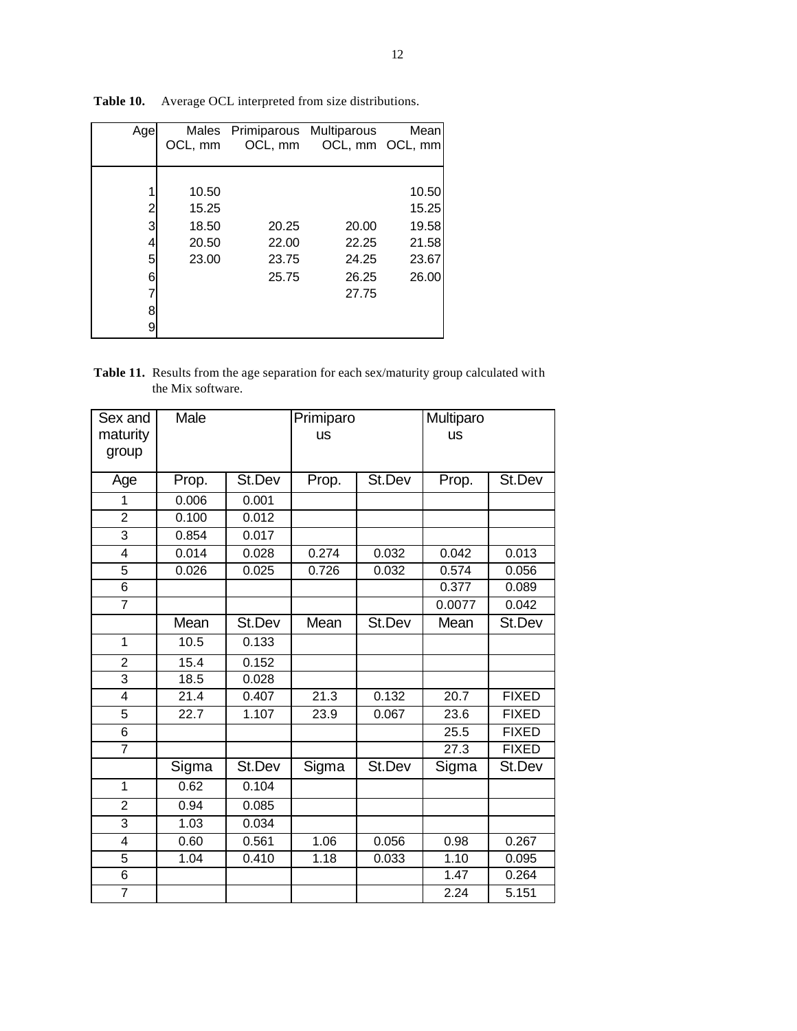**Table 10.** Average OCL interpreted from size distributions.

| Age | Males OCL, mm | Primiparous OCL, mm | Multiparous OCL, mm | Mean OCL, mm |
|---|---|---|---|---|
| 1 | 10.50 | | | 10.50 |
| 2 | 15.25 | | | 15.25 |
| 3 | 18.50 | 20.25 | 20.00 | 19.58 |
| 4 | 20.50 | 22.00 | 22.25 | 21.58 |
| 5 | 23.00 | 23.75 | 24.25 | 23.67 |
| 6 | | 25.75 | 26.25 | 26.00 |
| 7 | | | 27.75 | |
| 8 | | | | |
| 9 | | | | |

**Table 11.** Results from the age separation for each sex/maturity group calculated with the Mix software.

| Sex and maturity group | Male | | Primiparous | | Multiparous | |
|---|---|---|---|---|---|---|
| Age | Prop. | St.Dev | Prop. | St.Dev | Prop. | St.Dev |
| 1 | 0.006 | 0.001 | | | | |
| 2 | 0.100 | 0.012 | | | | |
| 3 | 0.854 | 0.017 | | | | |
| 4 | 0.014 | 0.028 | 0.274 | 0.032 | 0.042 | 0.013 |
| 5 | 0.026 | 0.025 | 0.726 | 0.032 | 0.574 | 0.056 |
| 6 | | | | | 0.377 | 0.089 |
| 7 | | | | | 0.0077 | 0.042 |
| | Mean | St.Dev | Mean | St.Dev | Mean | St.Dev |
| 1 | 10.5 | 0.133 | | | | |
| 2 | 15.4 | 0.152 | | | | |
| 3 | 18.5 | 0.028 | | | | |
| 4 | 21.4 | 0.407 | 21.3 | 0.132 | 20.7 | FIXED |
| 5 | 22.7 | 1.107 | 23.9 | 0.067 | 23.6 | FIXED |
| 6 | | | | | 25.5 | FIXED |
| 7 | | | | | 27.3 | FIXED |
| | Sigma | St.Dev | Sigma | St.Dev | Sigma | St.Dev |
| 1 | 0.62 | 0.104 | | | | |
| 2 | 0.94 | 0.085 | | | | |
| 3 | 1.03 | 0.034 | | | | |
| 4 | 0.60 | 0.561 | 1.06 | 0.056 | 0.98 | 0.267 |
| 5 | 1.04 | 0.410 | 1.18 | 0.033 | 1.10 | 0.095 |
| 6 | | | | | 1.47 | 0.264 |
| 7 | | | | | 2.24 | 5.151 |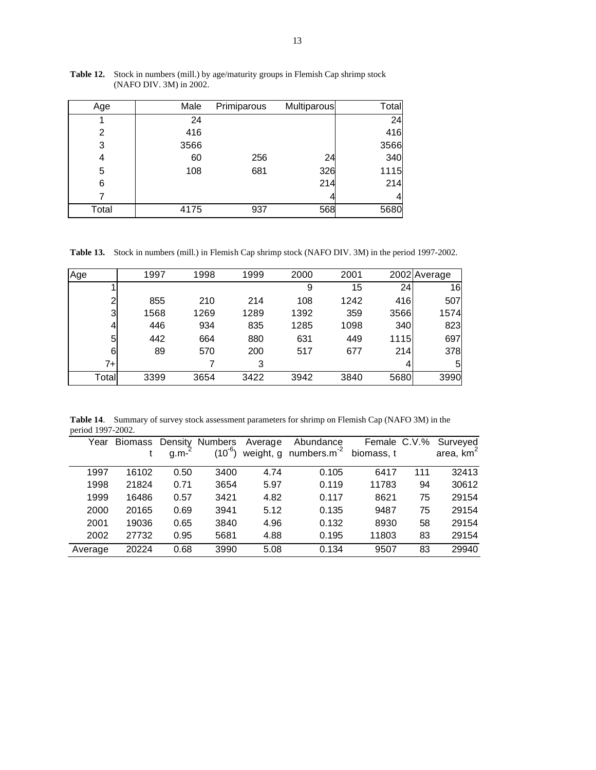**Table 12.** Stock in numbers (mill.) by age/maturity groups in Flemish Cap shrimp stock (NAFO DIV. 3M) in 2002.

| Age | Male | Primiparous | Multiparous | Total |
|---|---|---|---|---|
| 1 | 24 | | | 24 |
| 2 | 416 | | | 416 |
| 3 | 3566 | | | 3566 |
| 4 | 60 | 256 | 24 | 340 |
| 5 | 108 | 681 | 326 | 1115 |
| 6 | | | 214 | 214 |
| 7 | | | 4 | 4 |
| Total | 4175 | 937 | 568 | 5680 |

**Table 13.** Stock in numbers (mill.) in Flemish Cap shrimp stock (NAFO DIV. 3M) in the period 1997-2002.

| Age | 1997 | 1998 | 1999 | 2000 | 2001 | 2002 | Average |
|---|---|---|---|---|---|---|---|
| 1 | | | | 9 | 15 | 24 | 16 |
| 2 | 855 | 210 | 214 | 108 | 1242 | 416 | 507 |
| 3 | 1568 | 1269 | 1289 | 1392 | 359 | 3566 | 1574 |
| 4 | 446 | 934 | 835 | 1285 | 1098 | 340 | 823 |
| 5 | 442 | 664 | 880 | 631 | 449 | 1115 | 697 |
| 6 | 89 | 570 | 200 | 517 | 677 | 214 | 378 |
| 7+ | | 7 | 3 | | | 4 | 5 |
| Total | 3399 | 3654 | 3422 | 3942 | 3840 | 5680 | 3990 |

**Table 14**. Summary of survey stock assessment parameters for shrimp on Flemish Cap (NAFO 3M) in the period 1997-2002.

| Year | Biomass t | Density $g.m^{-2}$ | Numbers $(10^{-6})$ | Average weight, g | Abundance $numbers.m^{-2}$ | Female biomass, t | C.V.% | Surveyed area, $km^2$ |
|---|---|---|---|---|---|---|---|---|
| 1997 | 16102 | 0.50 | 3400 | 4.74 | 0.105 | 6417 | 111 | 32413 |
| 1998 | 21824 | 0.71 | 3654 | 5.97 | 0.119 | 11783 | 94 | 30612 |
| 1999 | 16486 | 0.57 | 3421 | 4.82 | 0.117 | 8621 | 75 | 29154 |
| 2000 | 20165 | 0.69 | 3941 | 5.12 | 0.135 | 9487 | 75 | 29154 |
| 2001 | 19036 | 0.65 | 3840 | 4.96 | 0.132 | 8930 | 58 | 29154 |
| 2002 | 27732 | 0.95 | 5681 | 4.88 | 0.195 | 11803 | 83 | 29154 |
| Average | 20224 | 0.68 | 3990 | 5.08 | 0.134 | 9507 | 83 | 29940 |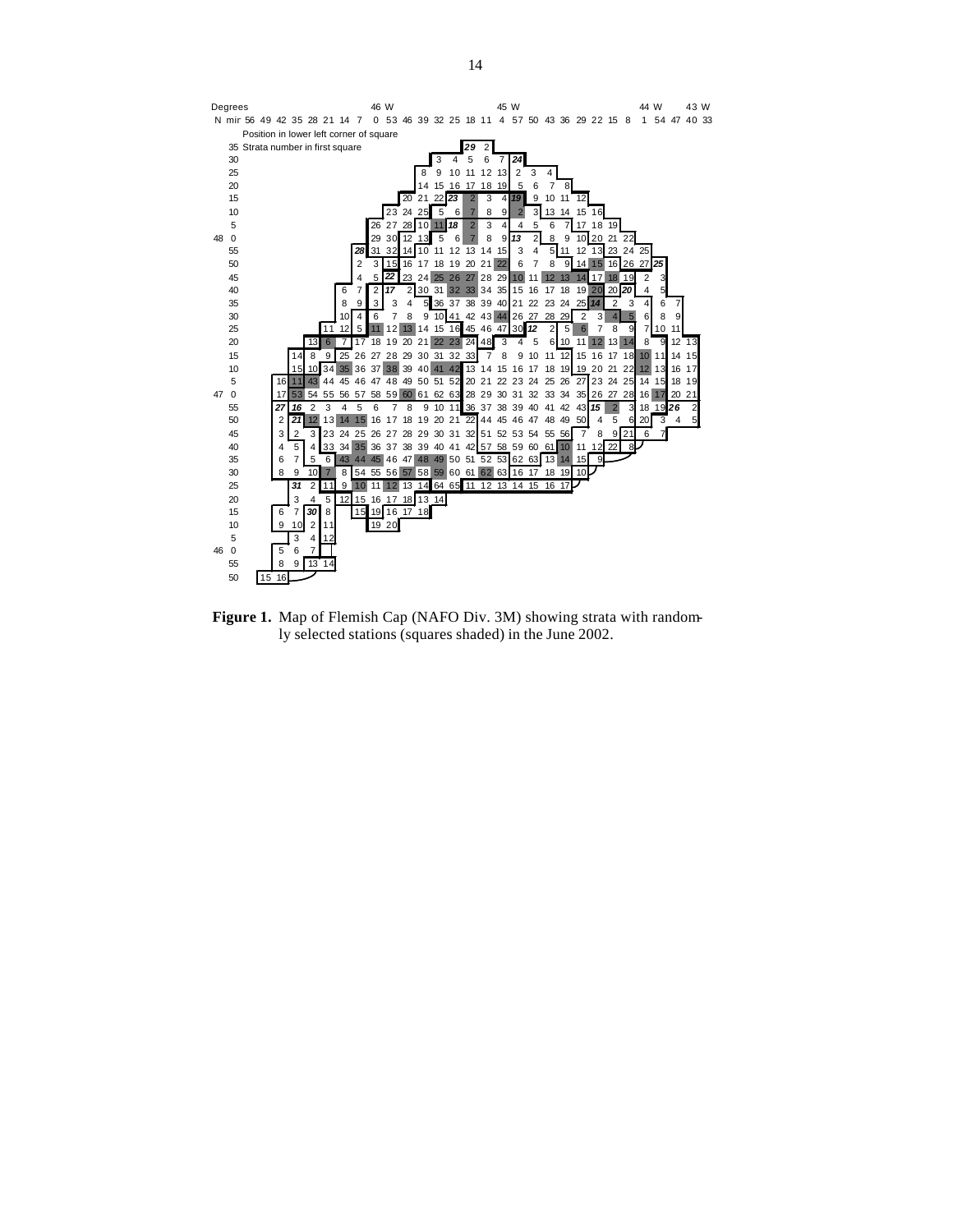**Figure 1.** Map of Flemish Cap (NAFO Div. 3M) showing strata with randomly selected stations (squares shaded) in the June 2002.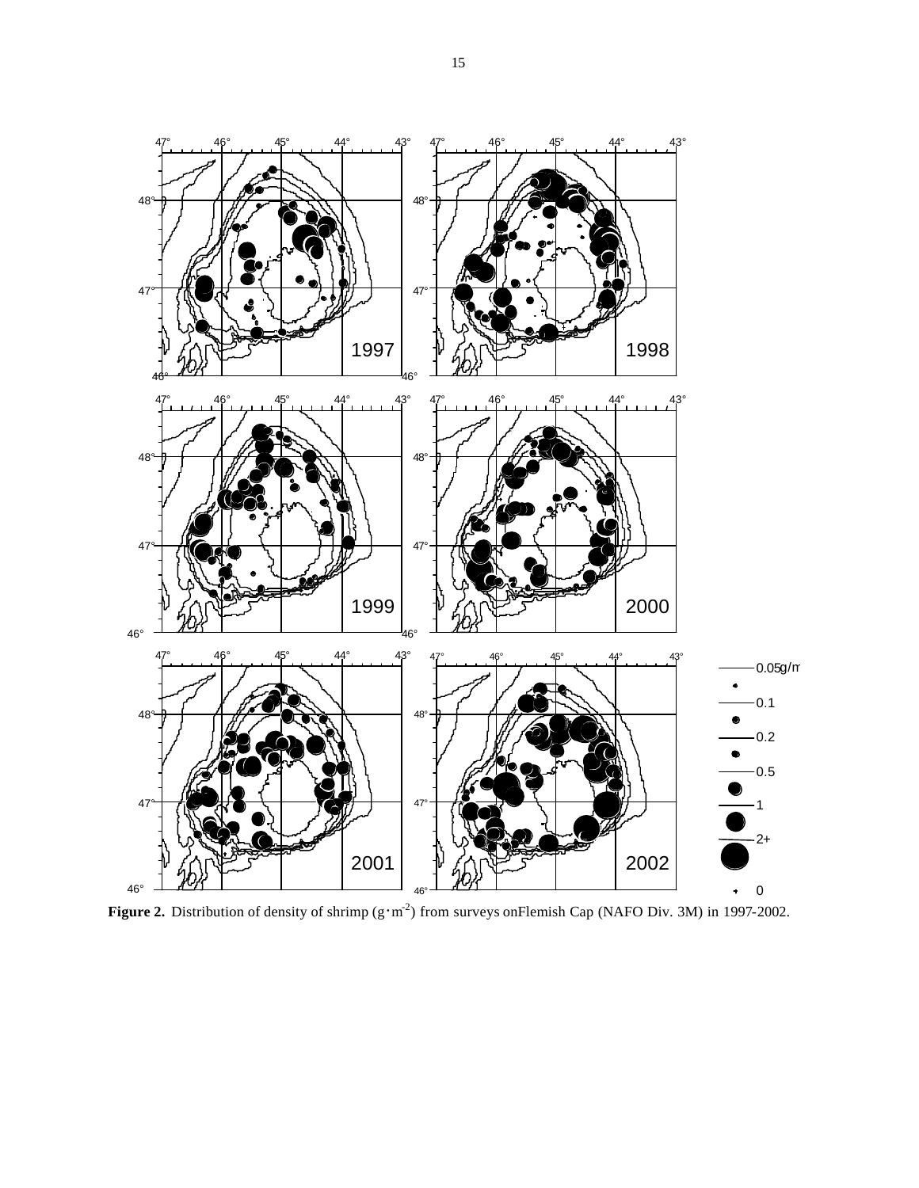**Figure 2.** Distribution of density of shrimp (g·m$^{-2}$) from surveys onFlemish Cap (NAFO Div. 3M) in 1997-2002.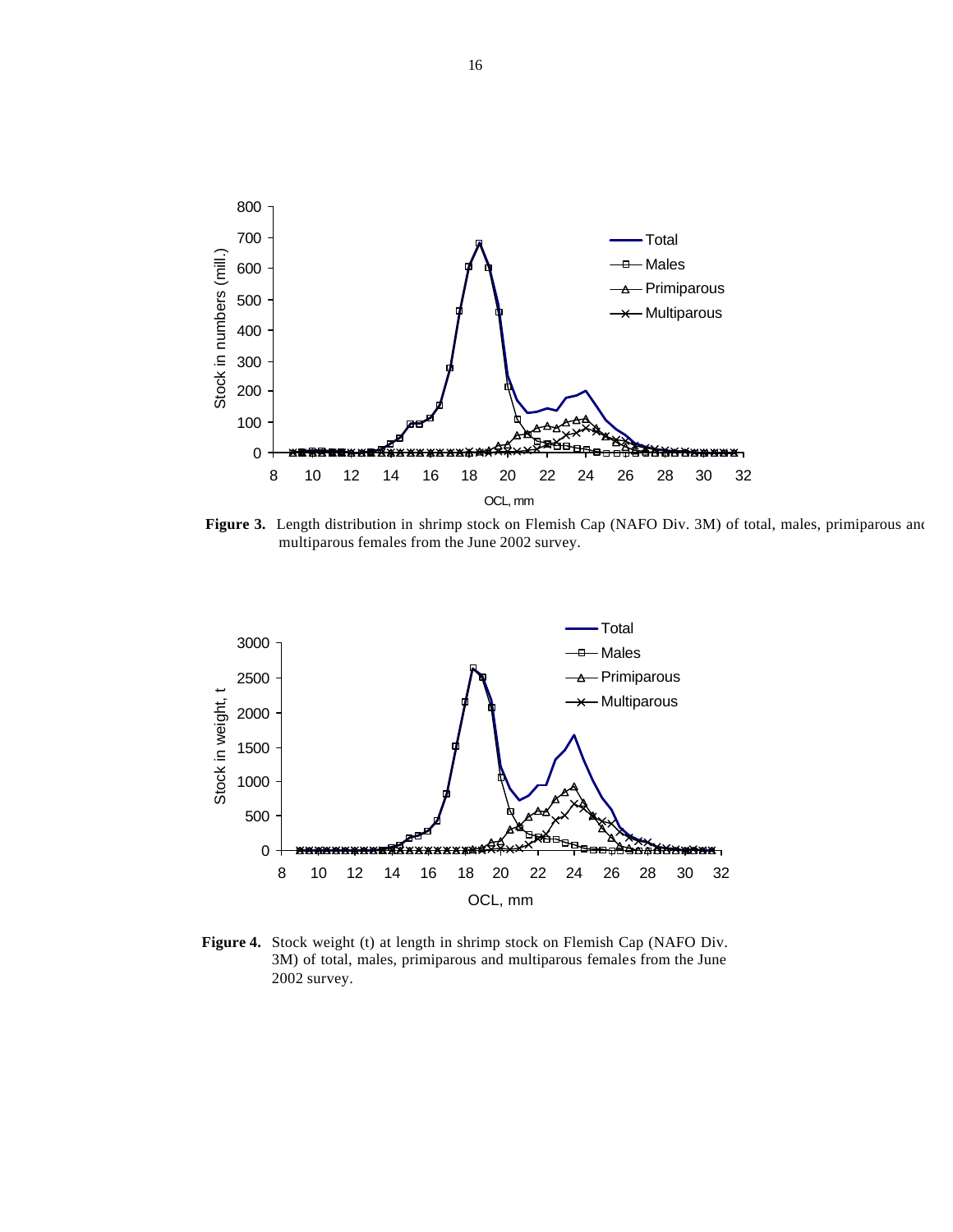**Figure 3.** Length distribution in shrimp stock on Flemish Cap (NAFO Div. 3M) of total, males, primiparous and multiparous females from the June 2002 survey.

**Figure 4.** Stock weight (t) at length in shrimp stock on Flemish Cap (NAFO Div. 3M) of total, males, primiparous and multiparous females from the June 2002 survey.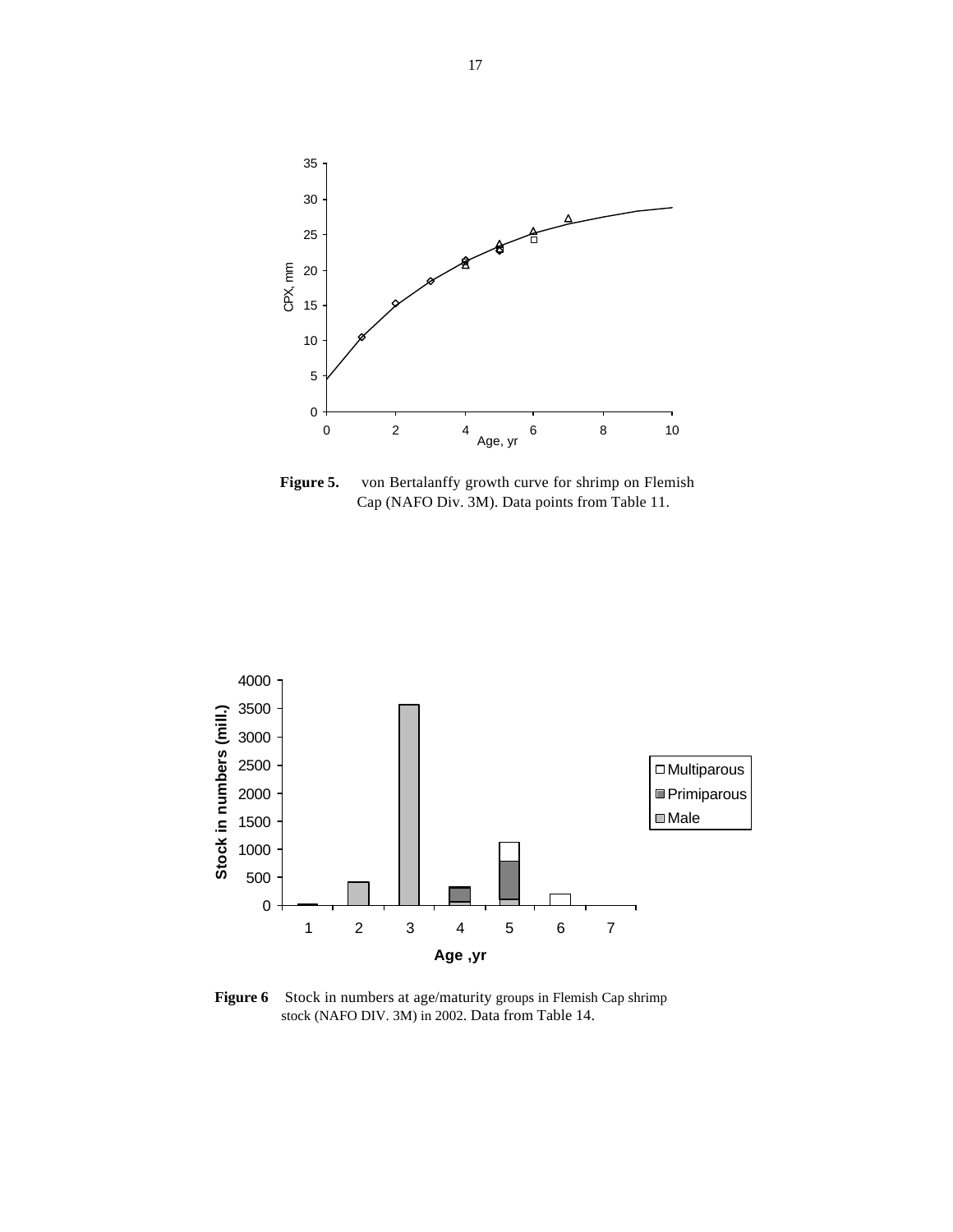**Figure 5.** von Bertalanffy growth curve for shrimp on Flemish Cap (NAFO Div. 3M). Data points from Table 11.

**Figure 6** Stock in numbers at age/maturity groups in Flemish Cap shrimp stock (NAFO DIV. 3M) in 2002. Data from Table 14.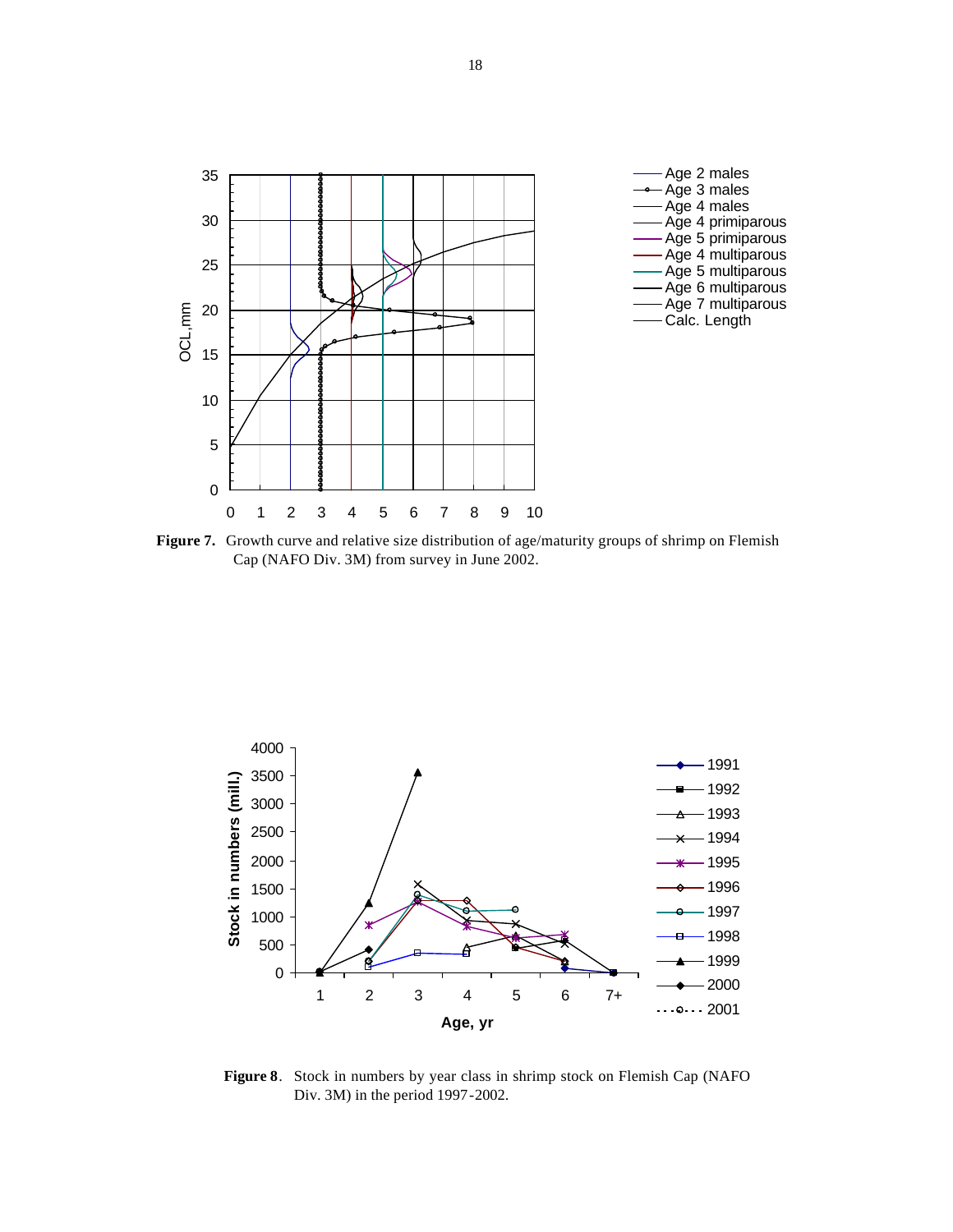**Figure 7.** Growth curve and relative size distribution of age/maturity groups of shrimp on Flemish Cap (NAFO Div. 3M) from survey in June 2002.

**Figure 8**. Stock in numbers by year class in shrimp stock on Flemish Cap (NAFO Div. 3M) in the period 1997-2002.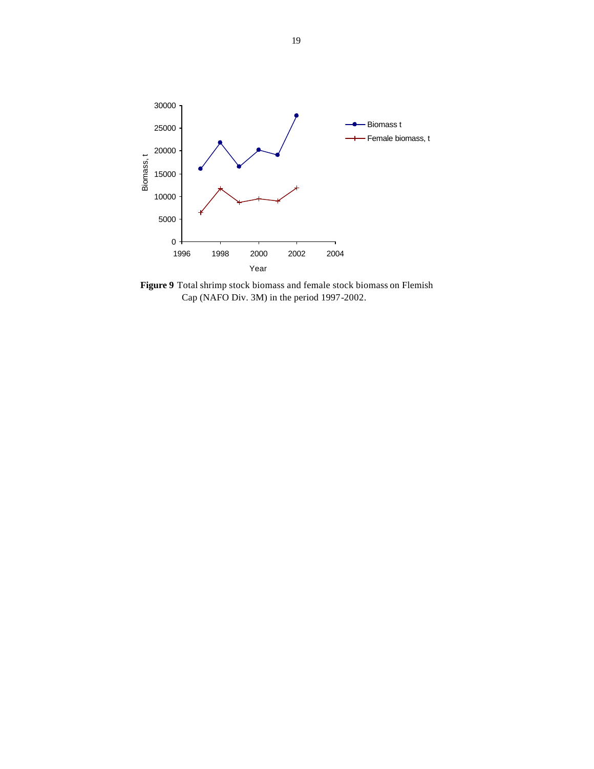**Figure 9** Total shrimp stock biomass and female stock biomass on Flemish Cap (NAFO Div. 3M) in the period 1997-2002.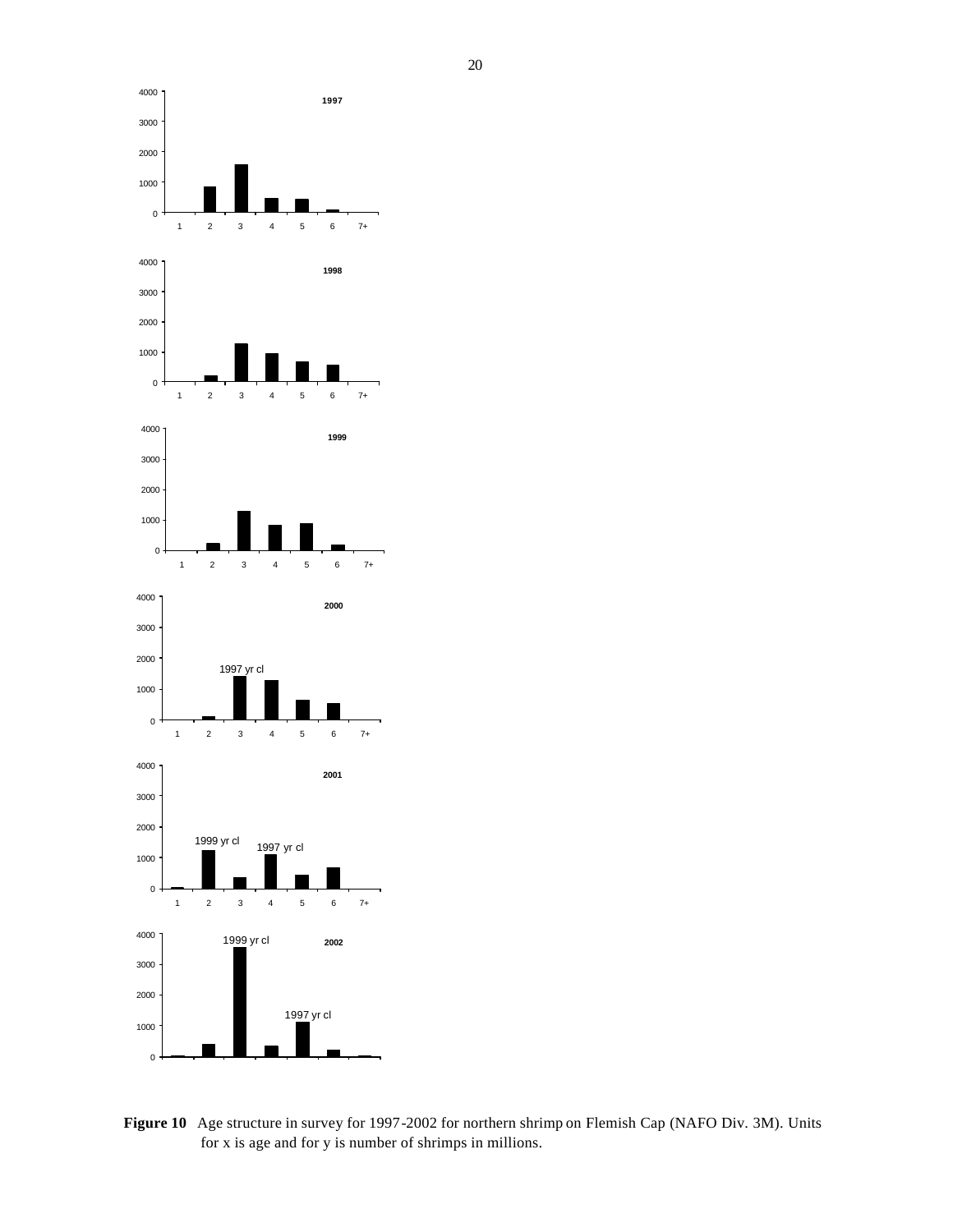4000

3000

2000

1000

0

1 2 3 4 5 6 7+

1997

4000

3000

2000

1000

0

1 2 3 4 5 6 7+

1998

4000

3000

2000

1000

0

1 2 3 4 5 6 7+

1999

4000

3000

2000

1000

0

1 2 3 4 5 6 7+

2000

1997 yr cl

4000

3000

2000

1000

0

1 2 3 4 5 6 7+

2001

1999 yr cl

1997 yr cl

4000

3000

2000

1000

0

2002

1999 yr cl

1997 yr cl

**Figure 10** Age structure in survey for 1997-2002 for northern shrimp on Flemish Cap (NAFO Div. 3M). Units for x is age and for y is number of shrimps in millions.